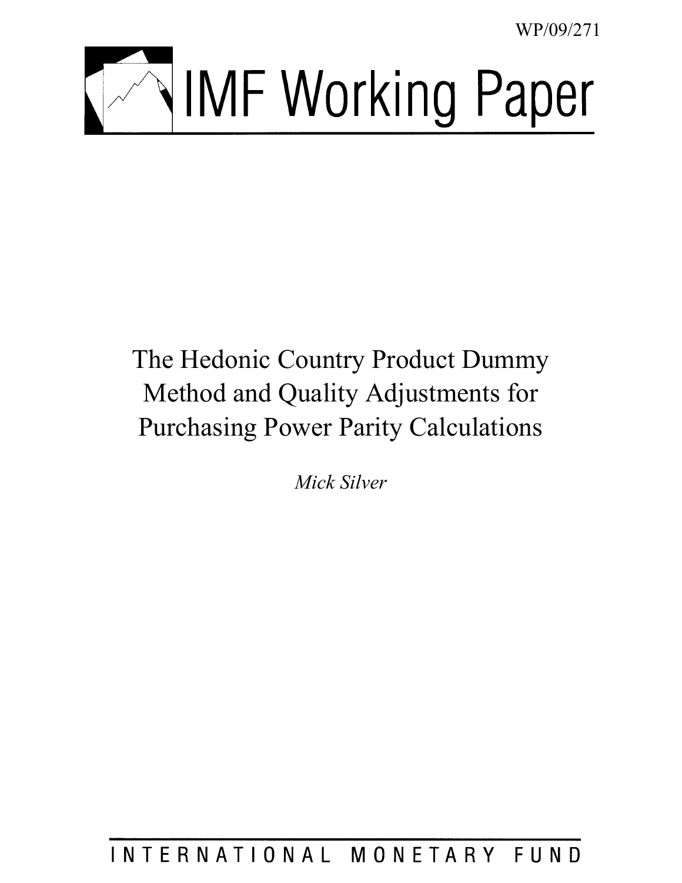WP/09/271

# IMF Working Paper

# The Hedonic Country Product Dummy Method and Quality Adjustments for Purchasing Power Parity Calculations

*Mick Silver*

INTERNATIONAL MONETARY FUND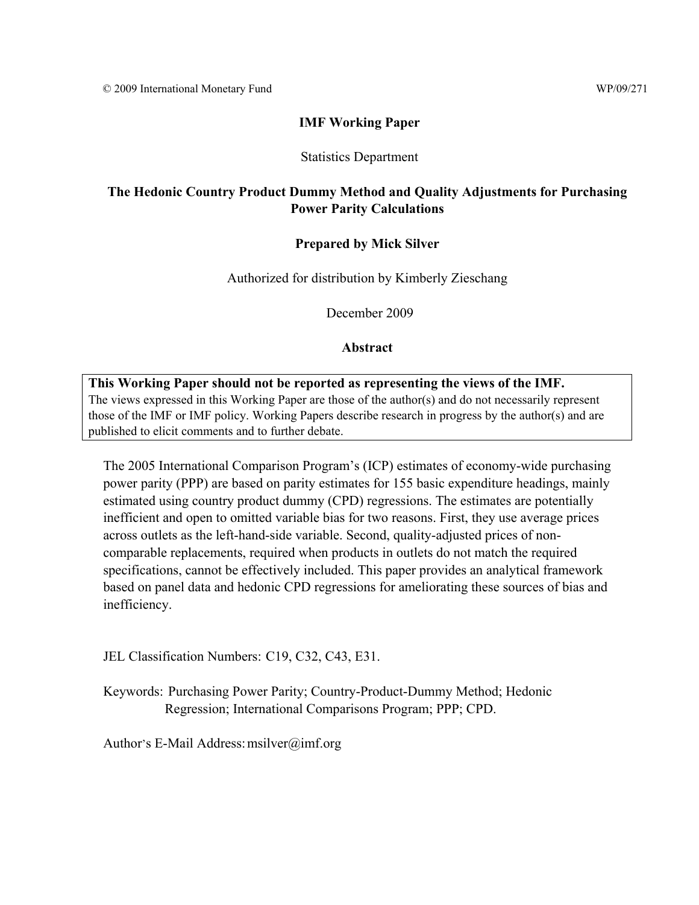© 2009 International Monetary Fund WP/09/271

**IMF Working Paper**

Statistics Department

**The Hedonic Country Product Dummy Method and Quality Adjustments for Purchasing Power Parity Calculations**

**Prepared by Mick Silver**

Authorized for distribution by Kimberly Zieschang

December 2009

**Abstract**

**This Working Paper should not be reported as representing the views of the IMF.**
The views expressed in this Working Paper are those of the author(s) and do not necessarily represent those of the IMF or IMF policy. Working Papers describe research in progress by the author(s) and are published to elicit comments and to further debate.

The 2005 International Comparison Program's (ICP) estimates of economy-wide purchasing power parity (PPP) are based on parity estimates for 155 basic expenditure headings, mainly estimated using country product dummy (CPD) regressions. The estimates are potentially inefficient and open to omitted variable bias for two reasons. First, they use average prices across outlets as the left-hand-side variable. Second, quality-adjusted prices of non-comparable replacements, required when products in outlets do not match the required specifications, cannot be effectively included. This paper provides an analytical framework based on panel data and hedonic CPD regressions for ameliorating these sources of bias and inefficiency.

JEL Classification Numbers: C19, C32, C43, E31.

Keywords: Purchasing Power Parity; Country-Product-Dummy Method; Hedonic Regression; International Comparisons Program; PPP; CPD.

Author's E-Mail Address: msilver@imf.org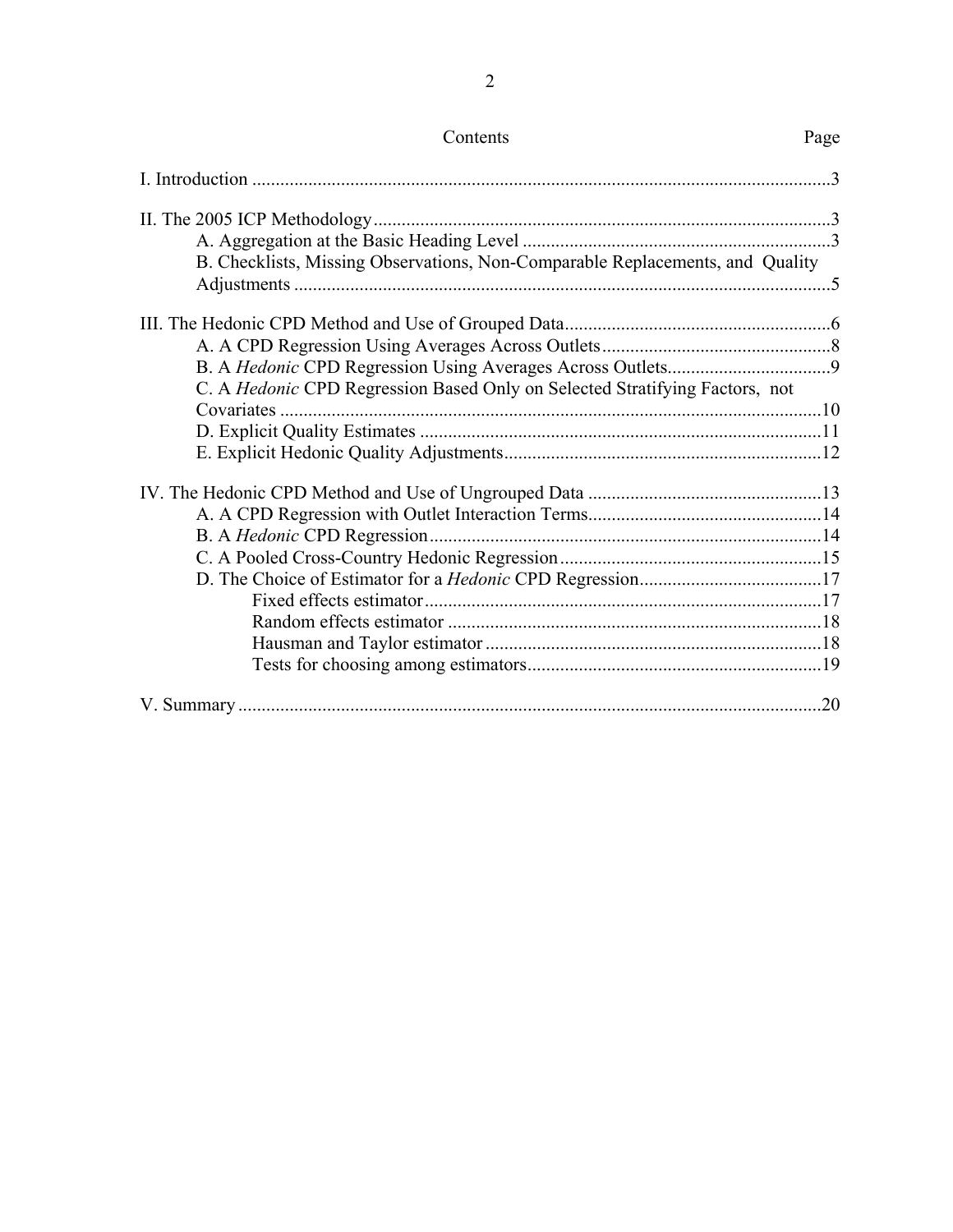## Contents

| | Page |
|---|---|
| I. Introduction | 3 |
| II. The 2005 ICP Methodology | 3 |
| A. Aggregation at the Basic Heading Level | 3 |
| B. Checklists, Missing Observations, Non-Comparable Replacements, and Quality Adjustments | 5 |
| III. The Hedonic CPD Method and Use of Grouped Data | 6 |
| A. A CPD Regression Using Averages Across Outlets | 8 |
| B. A *Hedonic* CPD Regression Using Averages Across Outlets | 9 |
| C. A *Hedonic* CPD Regression Based Only on Selected Stratifying Factors, not Covariates | 10 |
| D. Explicit Quality Estimates | 11 |
| E. Explicit Hedonic Quality Adjustments | 12 |
| IV. The Hedonic CPD Method and Use of Ungrouped Data | 13 |
| A. A CPD Regression with Outlet Interaction Terms | 14 |
| B. A *Hedonic* CPD Regression | 14 |
| C. A Pooled Cross-Country Hedonic Regression | 15 |
| D. The Choice of Estimator for a *Hedonic* CPD Regression | 17 |
| Fixed effects estimator | 17 |
| Random effects estimator | 18 |
| Hausman and Taylor estimator | 18 |
| Tests for choosing among estimators | 19 |
| V. Summary | 20 |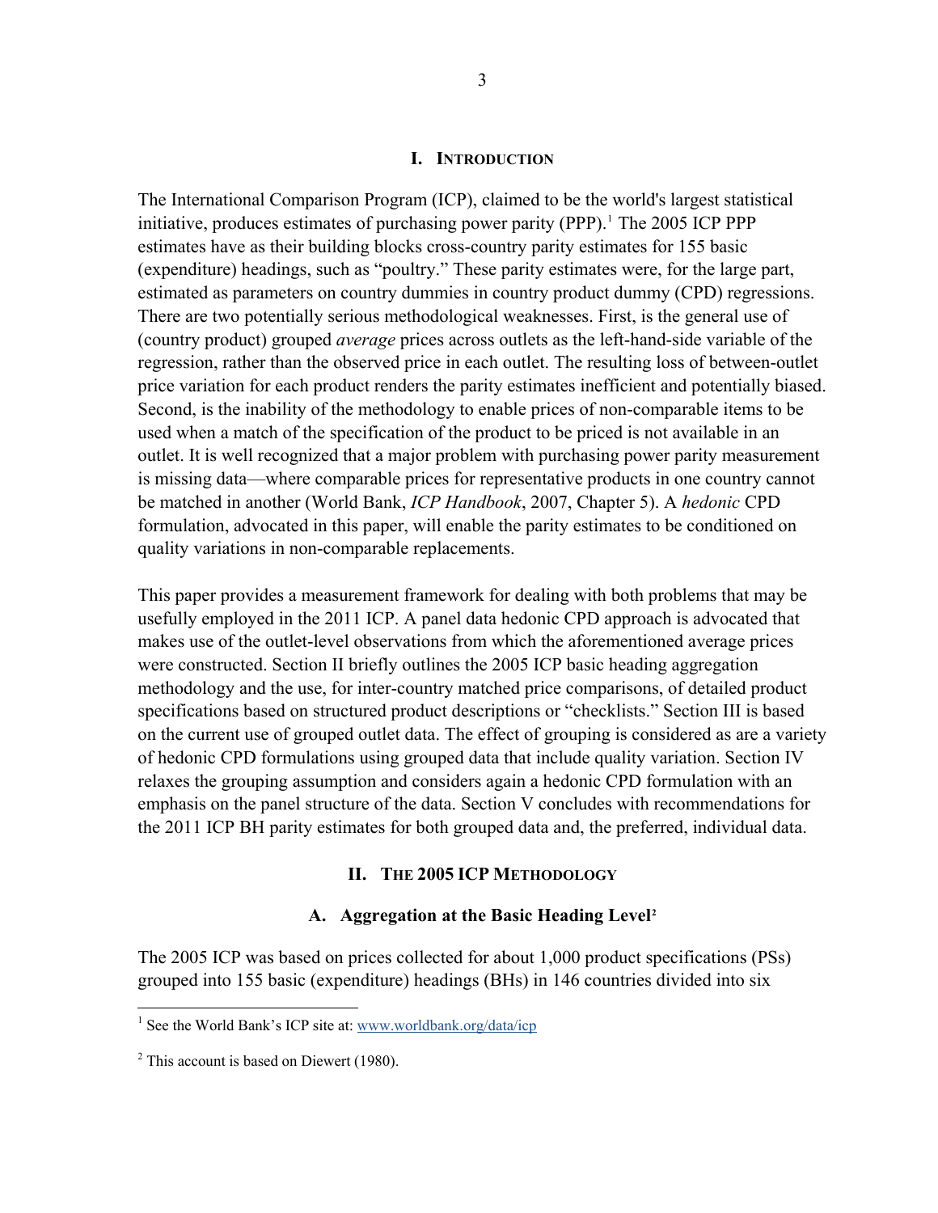# I. Introduction

The International Comparison Program (ICP), claimed to be the world's largest statistical initiative, produces estimates of purchasing power parity (PPP).[1] The 2005 ICP PPP estimates have as their building blocks cross-country parity estimates for 155 basic (expenditure) headings, such as "poultry." These parity estimates were, for the large part, estimated as parameters on country dummies in country product dummy (CPD) regressions. There are two potentially serious methodological weaknesses. First, is the general use of (country product) grouped *average* prices across outlets as the left-hand-side variable of the regression, rather than the observed price in each outlet. The resulting loss of between-outlet price variation for each product renders the parity estimates inefficient and potentially biased. Second, is the inability of the methodology to enable prices of non-comparable items to be used when a match of the specification of the product to be priced is not available in an outlet. It is well recognized that a major problem with purchasing power parity measurement is missing data—where comparable prices for representative products in one country cannot be matched in another (World Bank, *ICP Handbook*, 2007, Chapter 5). A *hedonic* CPD formulation, advocated in this paper, will enable the parity estimates to be conditioned on quality variations in non-comparable replacements.

This paper provides a measurement framework for dealing with both problems that may be usefully employed in the 2011 ICP. A panel data hedonic CPD approach is advocated that makes use of the outlet-level observations from which the aforementioned average prices were constructed. Section II briefly outlines the 2005 ICP basic heading aggregation methodology and the use, for inter-country matched price comparisons, of detailed product specifications based on structured product descriptions or "checklists." Section III is based on the current use of grouped outlet data. The effect of grouping is considered as are a variety of hedonic CPD formulations using grouped data that include quality variation. Section IV relaxes the grouping assumption and considers again a hedonic CPD formulation with an emphasis on the panel structure of the data. Section V concludes with recommendations for the 2011 ICP BH parity estimates for both grouped data and, the preferred, individual data.

# II. The 2005 ICP Methodology

## A. Aggregation at the Basic Heading Level[2]

The 2005 ICP was based on prices collected for about 1,000 product specifications (PSs) grouped into 155 basic (expenditure) headings (BHs) in 146 countries divided into six

---

[1] See the World Bank's ICP site at: www.worldbank.org/data/icp

[2] This account is based on Diewert (1980).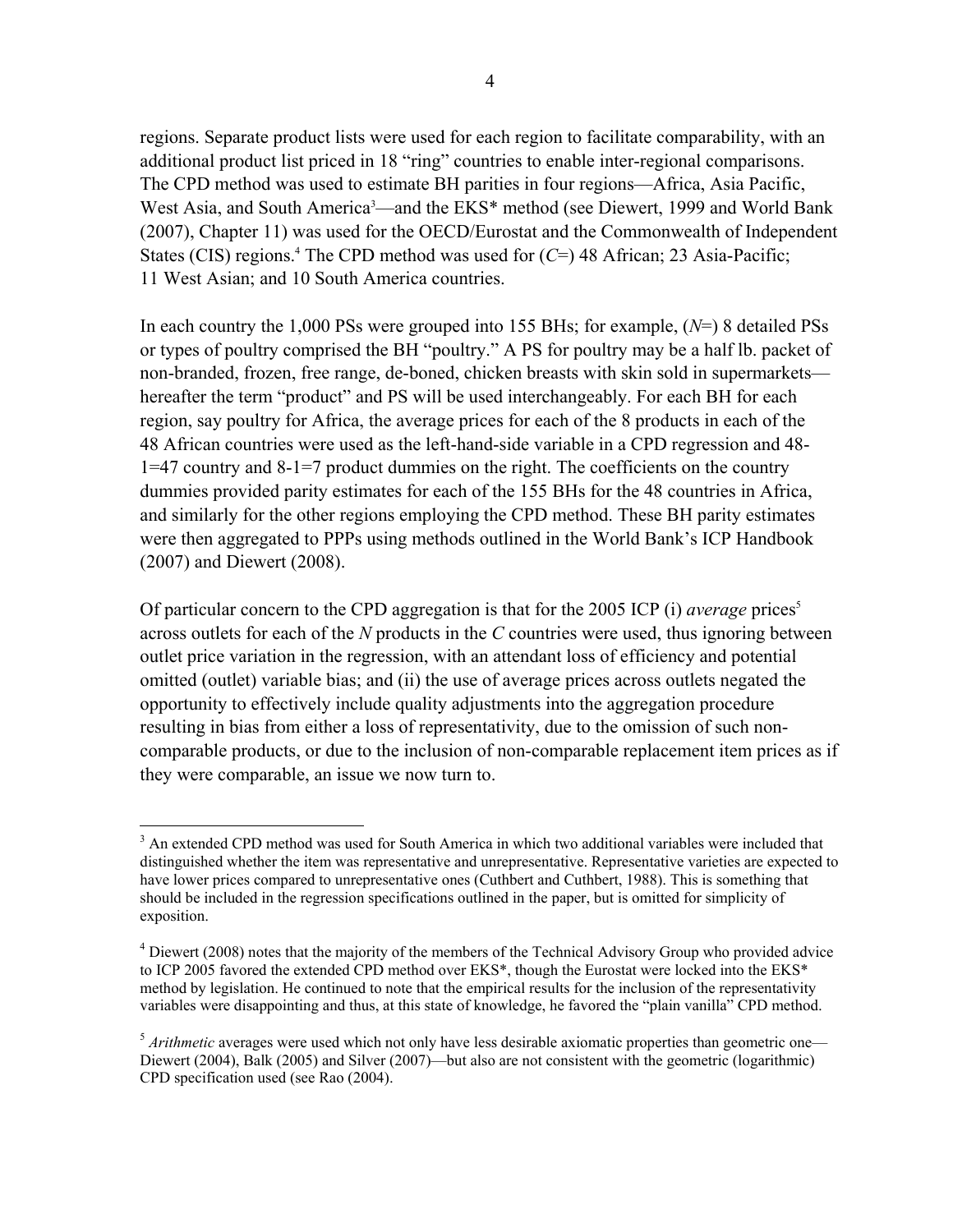regions. Separate product lists were used for each region to facilitate comparability, with an additional product list priced in 18 "ring" countries to enable inter-regional comparisons. The CPD method was used to estimate BH parities in four regions—Africa, Asia Pacific, West Asia, and South America[3]—and the EKS* method (see Diewert, 1999 and World Bank (2007), Chapter 11) was used for the OECD/Eurostat and the Commonwealth of Independent States (CIS) regions.[4] The CPD method was used for ($C$=) 48 African; 23 Asia-Pacific; 11 West Asian; and 10 South America countries.

In each country the 1,000 PSs were grouped into 155 BHs; for example, ($N$=) 8 detailed PSs or types of poultry comprised the BH "poultry." A PS for poultry may be a half lb. packet of non-branded, frozen, free range, de-boned, chicken breasts with skin sold in supermarkets—hereafter the term "product" and PS will be used interchangeably. For each BH for each region, say poultry for Africa, the average prices for each of the 8 products in each of the 48 African countries were used as the left-hand-side variable in a CPD regression and 48-1=47 country and 8-1=7 product dummies on the right. The coefficients on the country dummies provided parity estimates for each of the 155 BHs for the 48 countries in Africa, and similarly for the other regions employing the CPD method. These BH parity estimates were then aggregated to PPPs using methods outlined in the World Bank's ICP Handbook (2007) and Diewert (2008).

Of particular concern to the CPD aggregation is that for the 2005 ICP (i) *average* prices[5] across outlets for each of the $N$ products in the $C$ countries were used, thus ignoring between outlet price variation in the regression, with an attendant loss of efficiency and potential omitted (outlet) variable bias; and (ii) the use of average prices across outlets negated the opportunity to effectively include quality adjustments into the aggregation procedure resulting in bias from either a loss of representativity, due to the omission of such non-comparable products, or due to the inclusion of non-comparable replacement item prices as if they were comparable, an issue we now turn to.

---

[3] An extended CPD method was used for South America in which two additional variables were included that distinguished whether the item was representative and unrepresentative. Representative varieties are expected to have lower prices compared to unrepresentative ones (Cuthbert and Cuthbert, 1988). This is something that should be included in the regression specifications outlined in the paper, but is omitted for simplicity of exposition.

[4] Diewert (2008) notes that the majority of the members of the Technical Advisory Group who provided advice to ICP 2005 favored the extended CPD method over EKS*, though the Eurostat were locked into the EKS* method by legislation. He continued to note that the empirical results for the inclusion of the representativity variables were disappointing and thus, at this state of knowledge, he favored the "plain vanilla" CPD method.

[5] *Arithmetic* averages were used which not only have less desirable axiomatic properties than geometric one—Diewert (2004), Balk (2005) and Silver (2007)—but also are not consistent with the geometric (logarithmic) CPD specification used (see Rao (2004).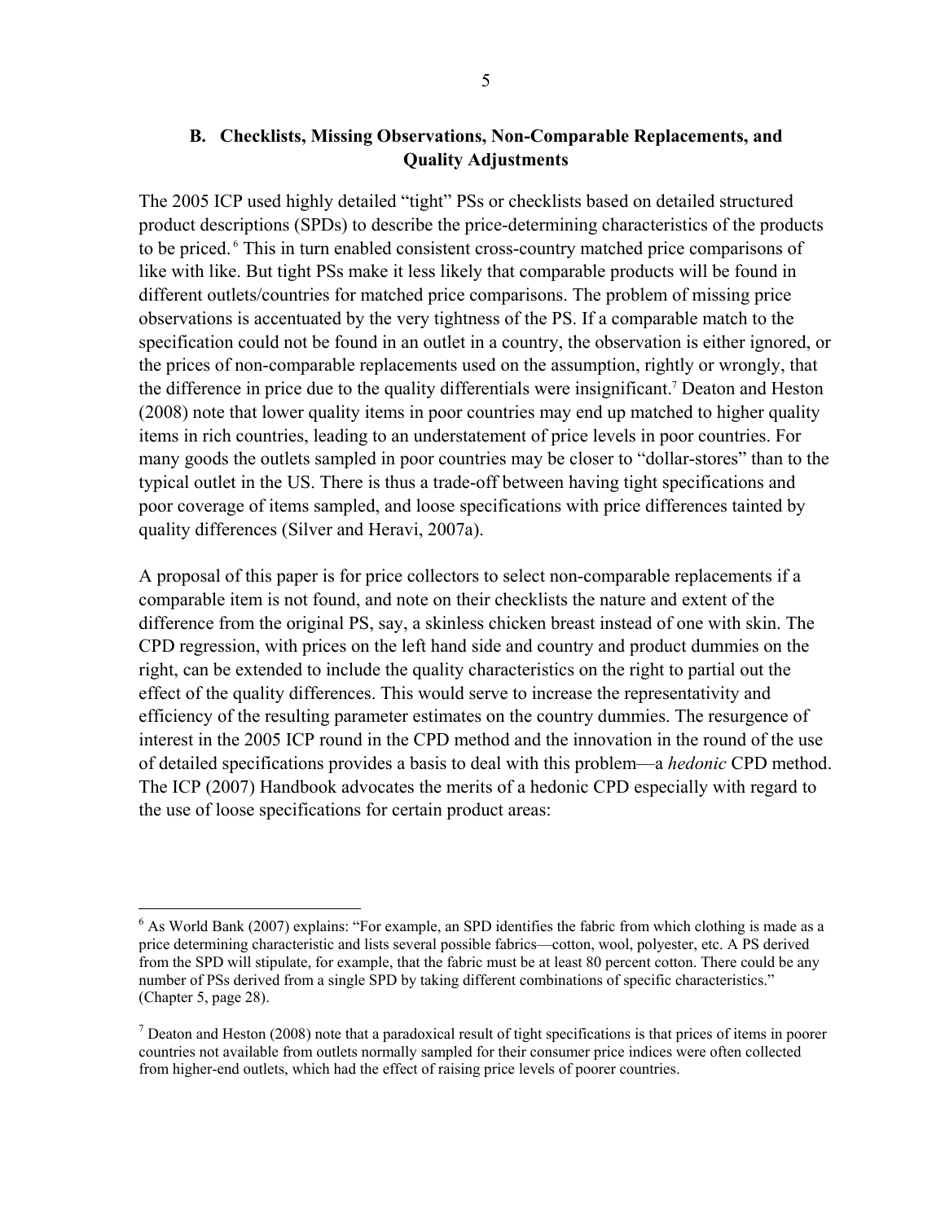## B. Checklists, Missing Observations, Non-Comparable Replacements, and Quality Adjustments

The 2005 ICP used highly detailed "tight" PSs or checklists based on detailed structured product descriptions (SPDs) to describe the price-determining characteristics of the products to be priced.[6] This in turn enabled consistent cross-country matched price comparisons of like with like. But tight PSs make it less likely that comparable products will be found in different outlets/countries for matched price comparisons. The problem of missing price observations is accentuated by the very tightness of the PS. If a comparable match to the specification could not be found in an outlet in a country, the observation is either ignored, or the prices of non-comparable replacements used on the assumption, rightly or wrongly, that the difference in price due to the quality differentials were insignificant.[7] Deaton and Heston (2008) note that lower quality items in poor countries may end up matched to higher quality items in rich countries, leading to an understatement of price levels in poor countries. For many goods the outlets sampled in poor countries may be closer to "dollar-stores" than to the typical outlet in the US. There is thus a trade-off between having tight specifications and poor coverage of items sampled, and loose specifications with price differences tainted by quality differences (Silver and Heravi, 2007a).

A proposal of this paper is for price collectors to select non-comparable replacements if a comparable item is not found, and note on their checklists the nature and extent of the difference from the original PS, say, a skinless chicken breast instead of one with skin. The CPD regression, with prices on the left hand side and country and product dummies on the right, can be extended to include the quality characteristics on the right to partial out the effect of the quality differences. This would serve to increase the representativity and efficiency of the resulting parameter estimates on the country dummies. The resurgence of interest in the 2005 ICP round in the CPD method and the innovation in the round of the use of detailed specifications provides a basis to deal with this problem—a *hedonic* CPD method. The ICP (2007) Handbook advocates the merits of a hedonic CPD especially with regard to the use of loose specifications for certain product areas:

---

[6] As World Bank (2007) explains: "For example, an SPD identifies the fabric from which clothing is made as a price determining characteristic and lists several possible fabrics—cotton, wool, polyester, etc. A PS derived from the SPD will stipulate, for example, that the fabric must be at least 80 percent cotton. There could be any number of PSs derived from a single SPD by taking different combinations of specific characteristics." (Chapter 5, page 28).

[7] Deaton and Heston (2008) note that a paradoxical result of tight specifications is that prices of items in poorer countries not available from outlets normally sampled for their consumer price indices were often collected from higher-end outlets, which had the effect of raising price levels of poorer countries.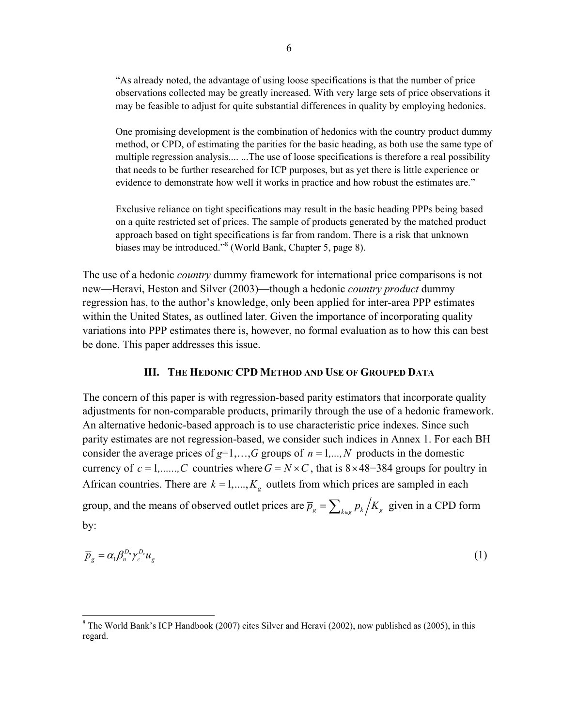"As already noted, the advantage of using loose specifications is that the number of price observations collected may be greatly increased. With very large sets of price observations it may be feasible to adjust for quite substantial differences in quality by employing hedonics.

One promising development is the combination of hedonics with the country product dummy method, or CPD, of estimating the parities for the basic heading, as both use the same type of multiple regression analysis.... ...The use of loose specifications is therefore a real possibility that needs to be further researched for ICP purposes, but as yet there is little experience or evidence to demonstrate how well it works in practice and how robust the estimates are."

Exclusive reliance on tight specifications may result in the basic heading PPPs being based on a quite restricted set of prices. The sample of products generated by the matched product approach based on tight specifications is far from random. There is a risk that unknown biases may be introduced."[8] (World Bank, Chapter 5, page 8).

The use of a hedonic *country* dummy framework for international price comparisons is not new—Heravi, Heston and Silver (2003)—though a hedonic *country product* dummy regression has, to the author's knowledge, only been applied for inter-area PPP estimates within the United States, as outlined later. Given the importance of incorporating quality variations into PPP estimates there is, however, no formal evaluation as to how this can best be done. This paper addresses this issue.

## III. The Hedonic CPD Method and Use of Grouped Data

The concern of this paper is with regression-based parity estimators that incorporate quality adjustments for non-comparable products, primarily through the use of a hedonic framework. An alternative hedonic-based approach is to use characteristic price indexes. Since such parity estimates are not regression-based, we consider such indices in Annex 1. For each BH consider the average prices of $g$=1,…,$G$ groups of $n = 1,...,N$ products in the domestic currency of $c = 1,......,C$ countries where $G = N \times C$, that is $8 \times 48$=384 groups for poultry in African countries. There are $k = 1,....,K_g$ outlets from which prices are sampled in each group, and the means of observed outlet prices are $\overline{p}_g = \sum_{k \in g} p_k \big/ K_g$ given in a CPD form by:

$$\overline{p}_g = \alpha_1 \beta_n^{D_n} \gamma_c^{D_c} u_g \tag{1}$$

---

[8] The World Bank's ICP Handbook (2007) cites Silver and Heravi (2002), now published as (2005), in this regard.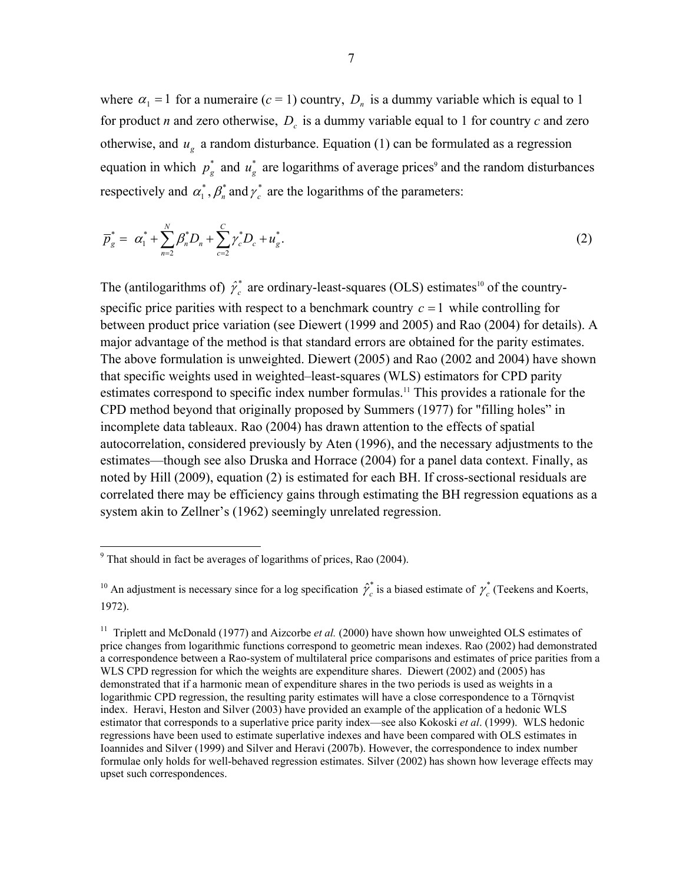where $\alpha_1 = 1$ for a numeraire ($c$ = 1) country, $D_n$ is a dummy variable which is equal to 1 for product $n$ and zero otherwise, $D_c$ is a dummy variable equal to 1 for country $c$ and zero otherwise, and $u_g$ a random disturbance. Equation (1) can be formulated as a regression equation in which $p_g^*$ and $u_g^*$ are logarithms of average prices[9] and the random disturbances respectively and $\alpha_1^*, \beta_n^*$ and $\gamma_c^*$ are the logarithms of the parameters:

$$\overline{p}_g^* = \alpha_1^* + \sum_{n=2}^{N} \beta_n^* D_n + \sum_{c=2}^{C} \gamma_c^* D_c + u_g^*. \tag{2}$$

The (antilogarithms of) $\hat{\gamma}_c^*$ are ordinary-least-squares (OLS) estimates[10] of the country-specific price parities with respect to a benchmark country $c = 1$ while controlling for between product price variation (see Diewert (1999 and 2005) and Rao (2004) for details). A major advantage of the method is that standard errors are obtained for the parity estimates. The above formulation is unweighted. Diewert (2005) and Rao (2002 and 2004) have shown that specific weights used in weighted–least-squares (WLS) estimators for CPD parity estimates correspond to specific index number formulas.[11] This provides a rationale for the CPD method beyond that originally proposed by Summers (1977) for "filling holes" in incomplete data tableaux. Rao (2004) has drawn attention to the effects of spatial autocorrelation, considered previously by Aten (1996), and the necessary adjustments to the estimates—though see also Druska and Horrace (2004) for a panel data context. Finally, as noted by Hill (2009), equation (2) is estimated for each BH. If cross-sectional residuals are correlated there may be efficiency gains through estimating the BH regression equations as a system akin to Zellner's (1962) seemingly unrelated regression.

---

[9] That should in fact be averages of logarithms of prices, Rao (2004).

[10] An adjustment is necessary since for a log specification $\hat{\gamma}_c^*$ is a biased estimate of $\gamma_c^*$ (Teekens and Koerts, 1972).

[11] Triplett and McDonald (1977) and Aizcorbe *et al.* (2000) have shown how unweighted OLS estimates of price changes from logarithmic functions correspond to geometric mean indexes. Rao (2002) had demonstrated a correspondence between a Rao-system of multilateral price comparisons and estimates of price parities from a WLS CPD regression for which the weights are expenditure shares. Diewert (2002) and (2005) has demonstrated that if a harmonic mean of expenditure shares in the two periods is used as weights in a logarithmic CPD regression, the resulting parity estimates will have a close correspondence to a Törnqvist index. Heravi, Heston and Silver (2003) have provided an example of the application of a hedonic WLS estimator that corresponds to a superlative price parity index—see also Kokoski *et al*. (1999). WLS hedonic regressions have been used to estimate superlative indexes and have been compared with OLS estimates in Ioannides and Silver (1999) and Silver and Heravi (2007b). However, the correspondence to index number formulae only holds for well-behaved regression estimates. Silver (2002) has shown how leverage effects may upset such correspondences.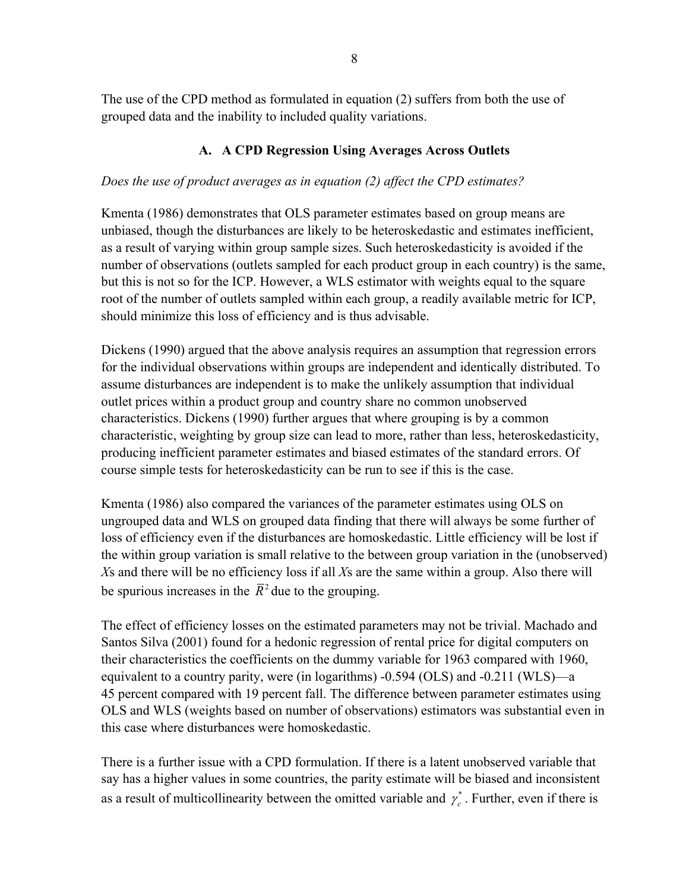The use of the CPD method as formulated in equation (2) suffers from both the use of grouped data and the inability to included quality variations.

### A. A CPD Regression Using Averages Across Outlets

*Does the use of product averages as in equation (2) affect the CPD estimates?*

Kmenta (1986) demonstrates that OLS parameter estimates based on group means are unbiased, though the disturbances are likely to be heteroskedastic and estimates inefficient, as a result of varying within group sample sizes. Such heteroskedasticity is avoided if the number of observations (outlets sampled for each product group in each country) is the same, but this is not so for the ICP. However, a WLS estimator with weights equal to the square root of the number of outlets sampled within each group, a readily available metric for ICP, should minimize this loss of efficiency and is thus advisable.

Dickens (1990) argued that the above analysis requires an assumption that regression errors for the individual observations within groups are independent and identically distributed. To assume disturbances are independent is to make the unlikely assumption that individual outlet prices within a product group and country share no common unobserved characteristics. Dickens (1990) further argues that where grouping is by a common characteristic, weighting by group size can lead to more, rather than less, heteroskedasticity, producing inefficient parameter estimates and biased estimates of the standard errors. Of course simple tests for heteroskedasticity can be run to see if this is the case.

Kmenta (1986) also compared the variances of the parameter estimates using OLS on ungrouped data and WLS on grouped data finding that there will always be some further of loss of efficiency even if the disturbances are homoskedastic. Little efficiency will be lost if the within group variation is small relative to the between group variation in the (unobserved) *X*s and there will be no efficiency loss if all *X*s are the same within a group. Also there will be spurious increases in the $\bar{R}^2$ due to the grouping.

The effect of efficiency losses on the estimated parameters may not be trivial. Machado and Santos Silva (2001) found for a hedonic regression of rental price for digital computers on their characteristics the coefficients on the dummy variable for 1963 compared with 1960, equivalent to a country parity, were (in logarithms) -0.594 (OLS) and -0.211 (WLS)—a 45 percent compared with 19 percent fall. The difference between parameter estimates using OLS and WLS (weights based on number of observations) estimators was substantial even in this case where disturbances were homoskedastic.

There is a further issue with a CPD formulation. If there is a latent unobserved variable that say has a higher values in some countries, the parity estimate will be biased and inconsistent as a result of multicollinearity between the omitted variable and $\gamma_c^*$. Further, even if there is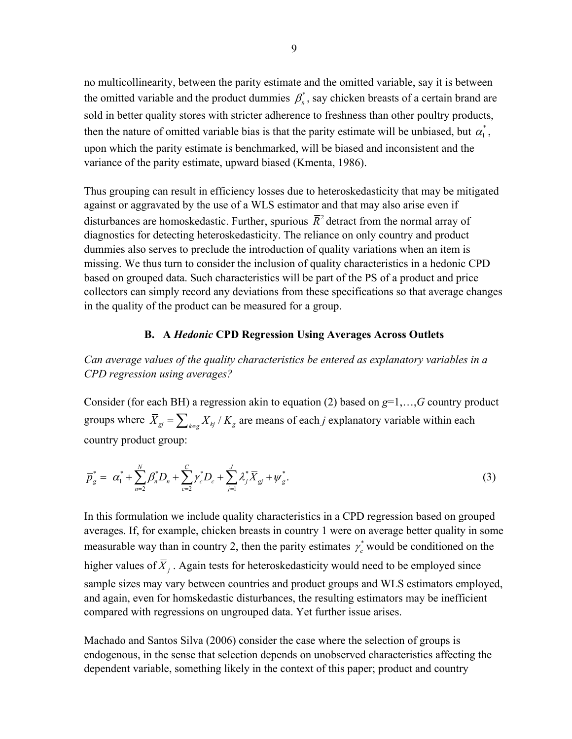no multicollinearity, between the parity estimate and the omitted variable, say it is between the omitted variable and the product dummies $\beta_n^*$, say chicken breasts of a certain brand are sold in better quality stores with stricter adherence to freshness than other poultry products, then the nature of omitted variable bias is that the parity estimate will be unbiased, but $\alpha_1^*$, upon which the parity estimate is benchmarked, will be biased and inconsistent and the variance of the parity estimate, upward biased (Kmenta, 1986).

Thus grouping can result in efficiency losses due to heteroskedasticity that may be mitigated against or aggravated by the use of a WLS estimator and that may also arise even if disturbances are homoskedastic. Further, spurious $\bar{R}^2$ detract from the normal array of diagnostics for detecting heteroskedasticity. The reliance on only country and product dummies also serves to preclude the introduction of quality variations when an item is missing. We thus turn to consider the inclusion of quality characteristics in a hedonic CPD based on grouped data. Such characteristics will be part of the PS of a product and price collectors can simply record any deviations from these specifications so that average changes in the quality of the product can be measured for a group.

### B. A *Hedonic* CPD Regression Using Averages Across Outlets

*Can average values of the quality characteristics be entered as explanatory variables in a CPD regression using averages?*

Consider (for each BH) a regression akin to equation (2) based on $g$=1,…,$G$ country product groups where $\bar{X}_{gj} = \sum_{k \in g} X_{kj} / K_g$ are means of each $j$ explanatory variable within each country product group:

$$\bar{p}_g^* = \alpha_1^* + \sum_{n=2}^{N} \beta_n^* D_n + \sum_{c=2}^{C} \gamma_c^* D_c + \sum_{j=1}^{J} \lambda_j^* \bar{X}_{gj} + \psi_g^*. \tag{3}$$

In this formulation we include quality characteristics in a CPD regression based on grouped averages. If, for example, chicken breasts in country 1 were on average better quality in some measurable way than in country 2, then the parity estimates $\gamma_c^*$ would be conditioned on the higher values of $\bar{X}_j$. Again tests for heteroskedasticity would need to be employed since sample sizes may vary between countries and product groups and WLS estimators employed, and again, even for homskedastic disturbances, the resulting estimators may be inefficient compared with regressions on ungrouped data. Yet further issue arises.

Machado and Santos Silva (2006) consider the case where the selection of groups is endogenous, in the sense that selection depends on unobserved characteristics affecting the dependent variable, something likely in the context of this paper; product and country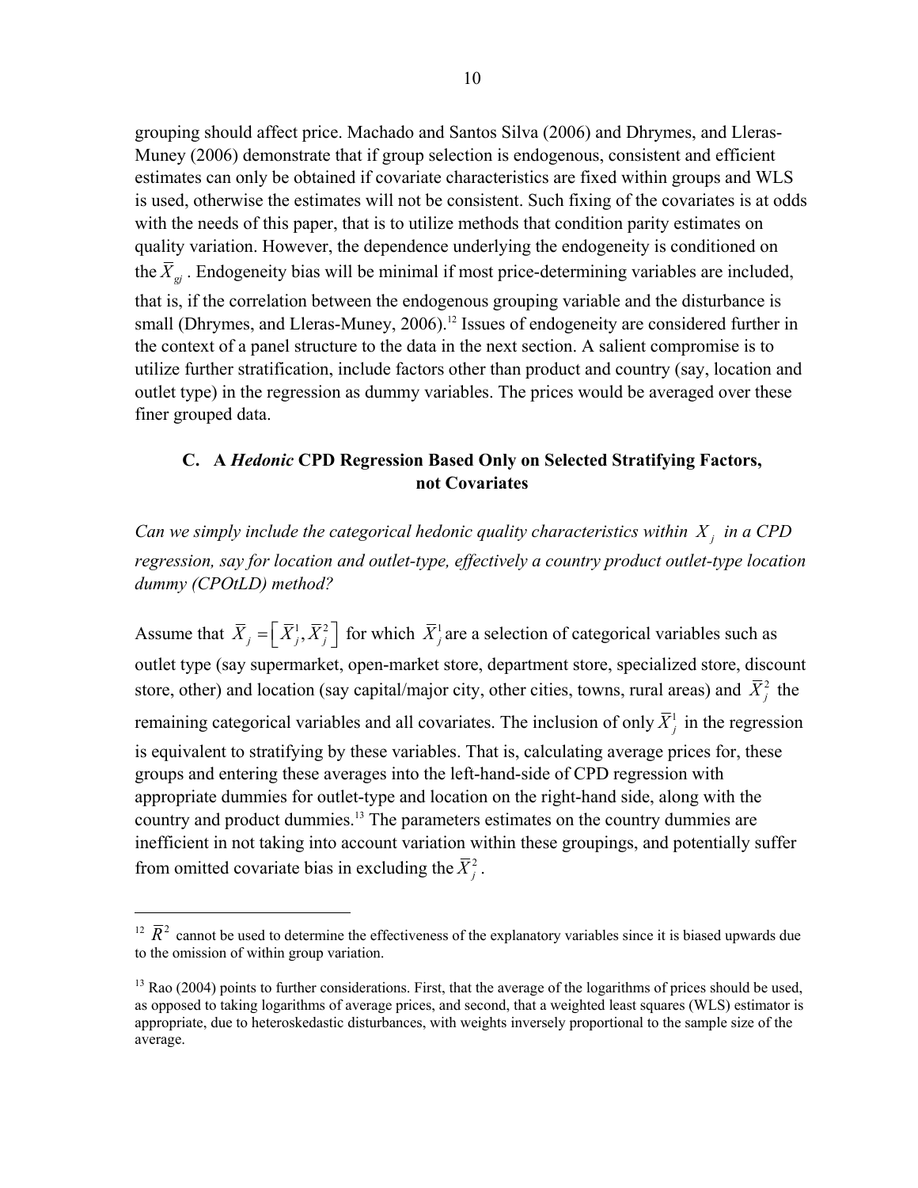grouping should affect price. Machado and Santos Silva (2006) and Dhrymes, and Lleras-Muney (2006) demonstrate that if group selection is endogenous, consistent and efficient estimates can only be obtained if covariate characteristics are fixed within groups and WLS is used, otherwise the estimates will not be consistent. Such fixing of the covariates is at odds with the needs of this paper, that is to utilize methods that condition parity estimates on quality variation. However, the dependence underlying the endogeneity is conditioned on the $\bar{X}_{gj}$. Endogeneity bias will be minimal if most price-determining variables are included, that is, if the correlation between the endogenous grouping variable and the disturbance is small (Dhrymes, and Lleras-Muney, 2006).[12] Issues of endogeneity are considered further in the context of a panel structure to the data in the next section. A salient compromise is to utilize further stratification, include factors other than product and country (say, location and outlet type) in the regression as dummy variables. The prices would be averaged over these finer grouped data.

### C. A *Hedonic* CPD Regression Based Only on Selected Stratifying Factors, not Covariates

*Can we simply include the categorical hedonic quality characteristics within $X_j$ in a CPD regression, say for location and outlet-type, effectively a country product outlet-type location dummy (CPOtLD) method?*

Assume that $\bar{X}_j = \left[\bar{X}_j^1, \bar{X}_j^2\right]$ for which $\bar{X}_j^1$ are a selection of categorical variables such as outlet type (say supermarket, open-market store, department store, specialized store, discount store, other) and location (say capital/major city, other cities, towns, rural areas) and $\bar{X}_j^2$ the remaining categorical variables and all covariates. The inclusion of only $\bar{X}_j^1$ in the regression is equivalent to stratifying by these variables. That is, calculating average prices for, these groups and entering these averages into the left-hand-side of CPD regression with appropriate dummies for outlet-type and location on the right-hand side, along with the country and product dummies.[13] The parameters estimates on the country dummies are inefficient in not taking into account variation within these groupings, and potentially suffer from omitted covariate bias in excluding the $\bar{X}_j^2$.

---

[12] $\bar{R}^2$ cannot be used to determine the effectiveness of the explanatory variables since it is biased upwards due to the omission of within group variation.

[13] Rao (2004) points to further considerations. First, that the average of the logarithms of prices should be used, as opposed to taking logarithms of average prices, and second, that a weighted least squares (WLS) estimator is appropriate, due to heteroskedastic disturbances, with weights inversely proportional to the sample size of the average.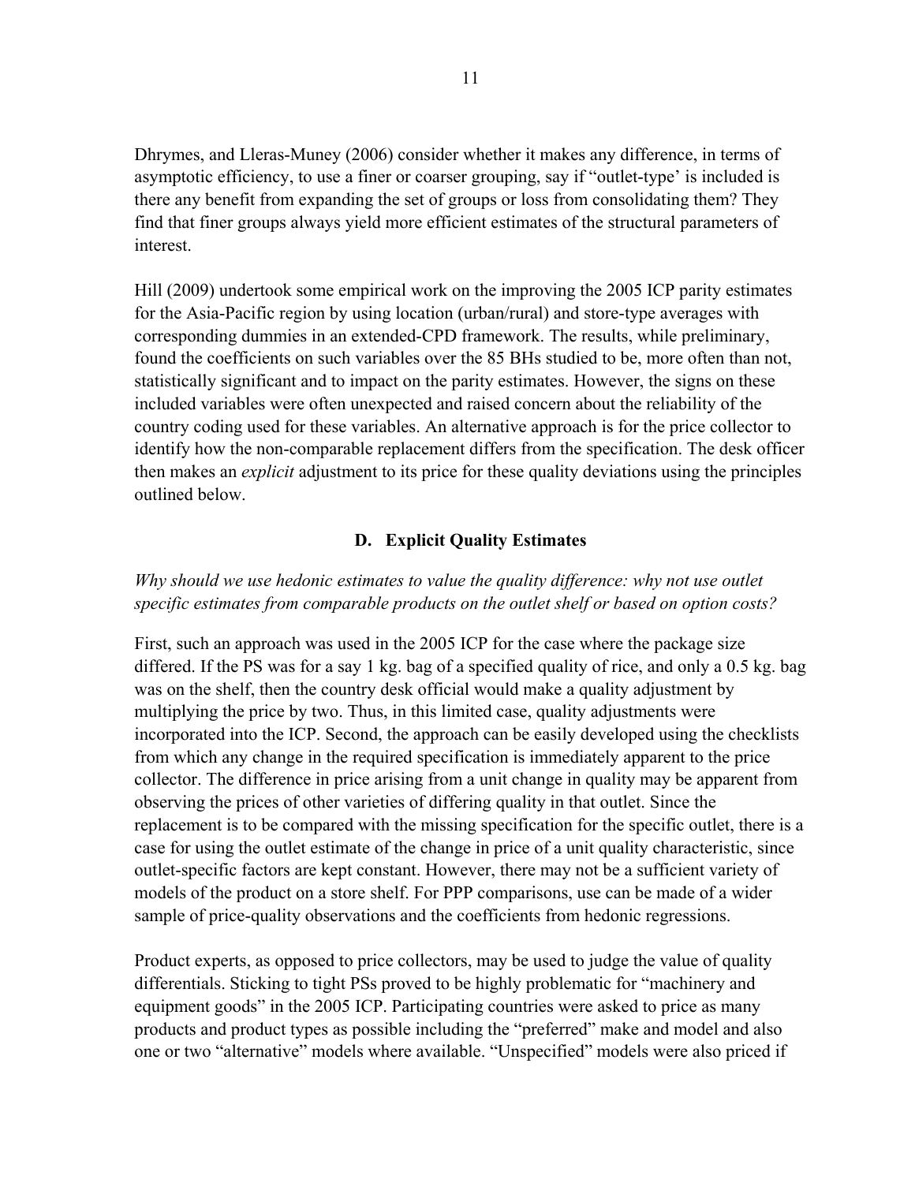Dhrymes, and Lleras-Muney (2006) consider whether it makes any difference, in terms of asymptotic efficiency, to use a finer or coarser grouping, say if "outlet-type' is included is there any benefit from expanding the set of groups or loss from consolidating them? They find that finer groups always yield more efficient estimates of the structural parameters of interest.

Hill (2009) undertook some empirical work on the improving the 2005 ICP parity estimates for the Asia-Pacific region by using location (urban/rural) and store-type averages with corresponding dummies in an extended-CPD framework. The results, while preliminary, found the coefficients on such variables over the 85 BHs studied to be, more often than not, statistically significant and to impact on the parity estimates. However, the signs on these included variables were often unexpected and raised concern about the reliability of the country coding used for these variables. An alternative approach is for the price collector to identify how the non-comparable replacement differs from the specification. The desk officer then makes an *explicit* adjustment to its price for these quality deviations using the principles outlined below.

### D. Explicit Quality Estimates

*Why should we use hedonic estimates to value the quality difference: why not use outlet specific estimates from comparable products on the outlet shelf or based on option costs?*

First, such an approach was used in the 2005 ICP for the case where the package size differed. If the PS was for a say 1 kg. bag of a specified quality of rice, and only a 0.5 kg. bag was on the shelf, then the country desk official would make a quality adjustment by multiplying the price by two. Thus, in this limited case, quality adjustments were incorporated into the ICP. Second, the approach can be easily developed using the checklists from which any change in the required specification is immediately apparent to the price collector. The difference in price arising from a unit change in quality may be apparent from observing the prices of other varieties of differing quality in that outlet. Since the replacement is to be compared with the missing specification for the specific outlet, there is a case for using the outlet estimate of the change in price of a unit quality characteristic, since outlet-specific factors are kept constant. However, there may not be a sufficient variety of models of the product on a store shelf. For PPP comparisons, use can be made of a wider sample of price-quality observations and the coefficients from hedonic regressions.

Product experts, as opposed to price collectors, may be used to judge the value of quality differentials. Sticking to tight PSs proved to be highly problematic for "machinery and equipment goods" in the 2005 ICP. Participating countries were asked to price as many products and product types as possible including the "preferred" make and model and also one or two "alternative" models where available. "Unspecified" models were also priced if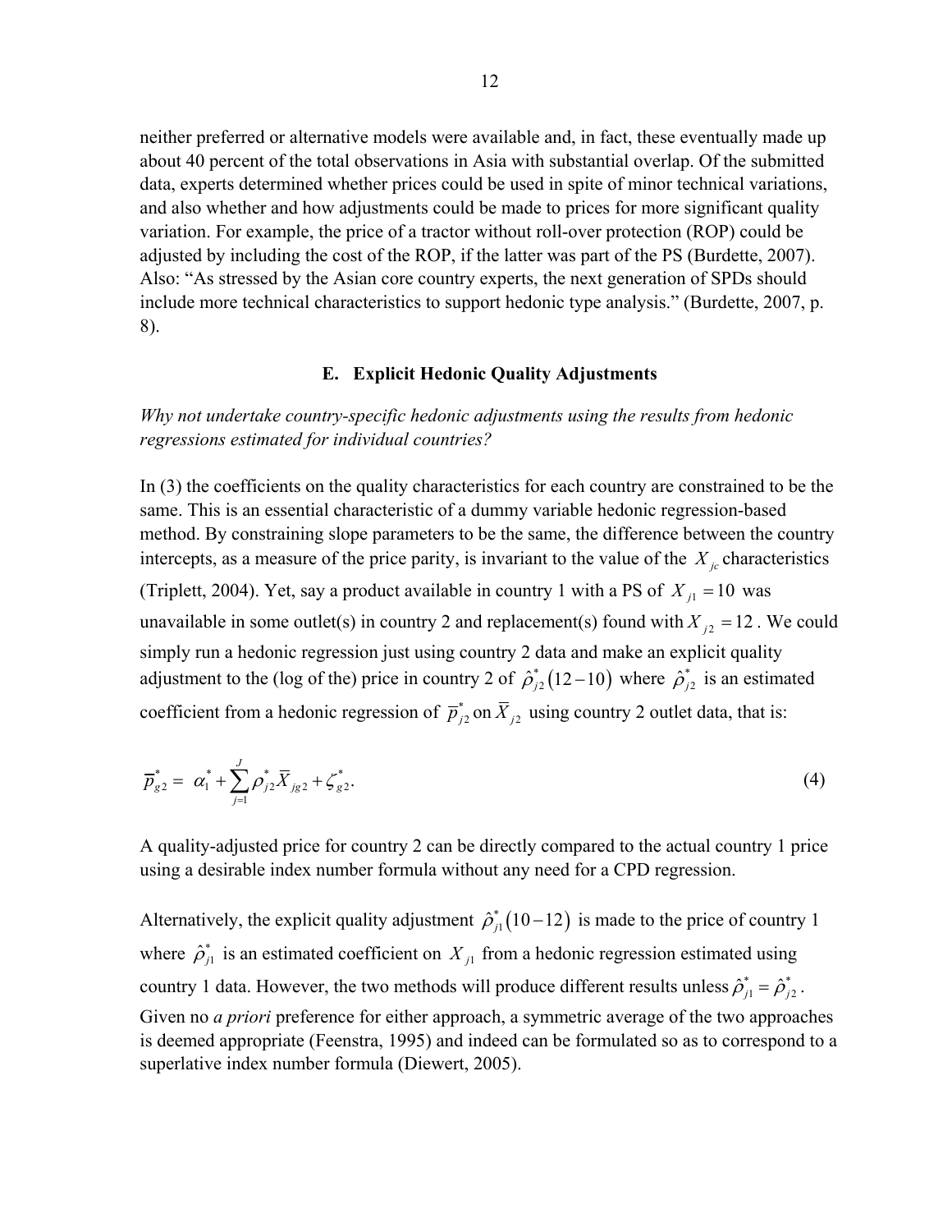neither preferred or alternative models were available and, in fact, these eventually made up about 40 percent of the total observations in Asia with substantial overlap. Of the submitted data, experts determined whether prices could be used in spite of minor technical variations, and also whether and how adjustments could be made to prices for more significant quality variation. For example, the price of a tractor without roll-over protection (ROP) could be adjusted by including the cost of the ROP, if the latter was part of the PS (Burdette, 2007). Also: "As stressed by the Asian core country experts, the next generation of SPDs should include more technical characteristics to support hedonic type analysis." (Burdette, 2007, p. 8).

## E. Explicit Hedonic Quality Adjustments

*Why not undertake country-specific hedonic adjustments using the results from hedonic regressions estimated for individual countries?*

In (3) the coefficients on the quality characteristics for each country are constrained to be the same. This is an essential characteristic of a dummy variable hedonic regression-based method. By constraining slope parameters to be the same, the difference between the country intercepts, as a measure of the price parity, is invariant to the value of the $X_{jc}$ characteristics (Triplett, 2004). Yet, say a product available in country 1 with a PS of $X_{j1} = 10$ was unavailable in some outlet(s) in country 2 and replacement(s) found with $X_{j2} = 12$. We could simply run a hedonic regression just using country 2 data and make an explicit quality adjustment to the (log of the) price in country 2 of $\hat{\rho}^*_{j2}(12-10)$ where $\hat{\rho}^*_{j2}$ is an estimated coefficient from a hedonic regression of $\overline{p}^*_{j2}$ on $\overline{X}_{j2}$ using country 2 outlet data, that is:

$$\overline{p}^*_{g2} = \alpha^*_1 + \sum_{j=1}^{J} \rho^*_{j2} \overline{X}_{jg2} + \zeta^*_{g2}. \tag{4}$$

A quality-adjusted price for country 2 can be directly compared to the actual country 1 price using a desirable index number formula without any need for a CPD regression.

Alternatively, the explicit quality adjustment $\hat{\rho}^*_{j1}(10-12)$ is made to the price of country 1 where $\hat{\rho}^*_{j1}$ is an estimated coefficient on $X_{j1}$ from a hedonic regression estimated using country 1 data. However, the two methods will produce different results unless $\hat{\rho}^*_{j1} = \hat{\rho}^*_{j2}$. Given no *a priori* preference for either approach, a symmetric average of the two approaches is deemed appropriate (Feenstra, 1995) and indeed can be formulated so as to correspond to a superlative index number formula (Diewert, 2005).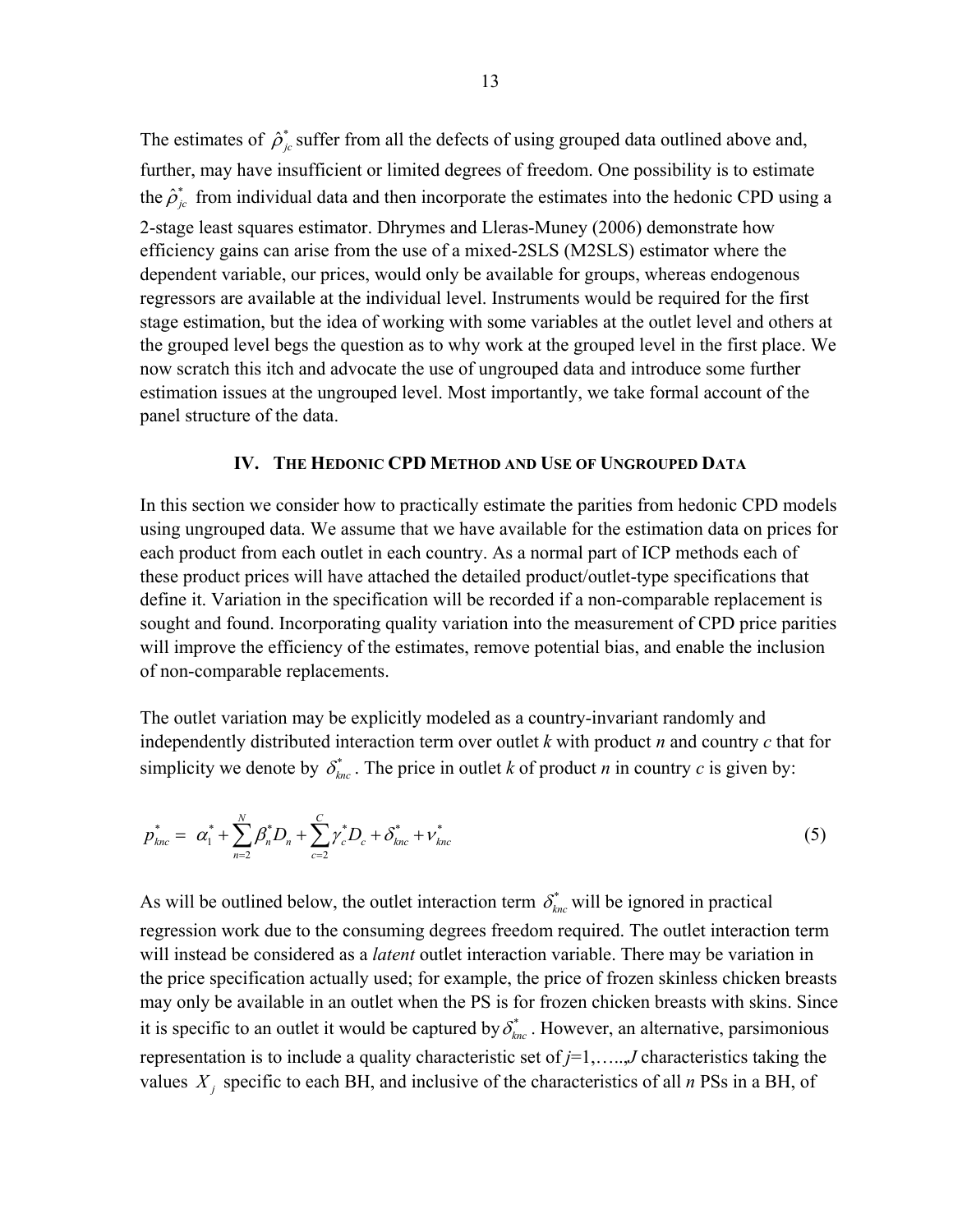The estimates of $\hat{\rho}^*_{jc}$ suffer from all the defects of using grouped data outlined above and, further, may have insufficient or limited degrees of freedom. One possibility is to estimate the $\hat{\rho}^*_{jc}$ from individual data and then incorporate the estimates into the hedonic CPD using a 2-stage least squares estimator. Dhrymes and Lleras-Muney (2006) demonstrate how efficiency gains can arise from the use of a mixed-2SLS (M2SLS) estimator where the dependent variable, our prices, would only be available for groups, whereas endogenous regressors are available at the individual level. Instruments would be required for the first stage estimation, but the idea of working with some variables at the outlet level and others at the grouped level begs the question as to why work at the grouped level in the first place. We now scratch this itch and advocate the use of ungrouped data and introduce some further estimation issues at the ungrouped level. Most importantly, we take formal account of the panel structure of the data.

## IV. The Hedonic CPD Method and Use of Ungrouped Data

In this section we consider how to practically estimate the parities from hedonic CPD models using ungrouped data. We assume that we have available for the estimation data on prices for each product from each outlet in each country. As a normal part of ICP methods each of these product prices will have attached the detailed product/outlet-type specifications that define it. Variation in the specification will be recorded if a non-comparable replacement is sought and found. Incorporating quality variation into the measurement of CPD price parities will improve the efficiency of the estimates, remove potential bias, and enable the inclusion of non-comparable replacements.

The outlet variation may be explicitly modeled as a country-invariant randomly and independently distributed interaction term over outlet *k* with product *n* and country *c* that for simplicity we denote by $\delta^*_{knc}$. The price in outlet *k* of product *n* in country *c* is given by:

$$p^*_{knc} = \alpha^*_1 + \sum_{n=2}^{N} \beta^*_n D_n + \sum_{c=2}^{C} \gamma^*_c D_c + \delta^*_{knc} + v^*_{knc} \tag{5}$$

As will be outlined below, the outlet interaction term $\delta^*_{knc}$ will be ignored in practical regression work due to the consuming degrees freedom required. The outlet interaction term will instead be considered as a *latent* outlet interaction variable. There may be variation in the price specification actually used; for example, the price of frozen skinless chicken breasts may only be available in an outlet when the PS is for frozen chicken breasts with skins. Since it is specific to an outlet it would be captured by $\delta^*_{knc}$. However, an alternative, parsimonious representation is to include a quality characteristic set of $j$=1,…..,*J* characteristics taking the values $X_j$ specific to each BH, and inclusive of the characteristics of all *n* PSs in a BH, of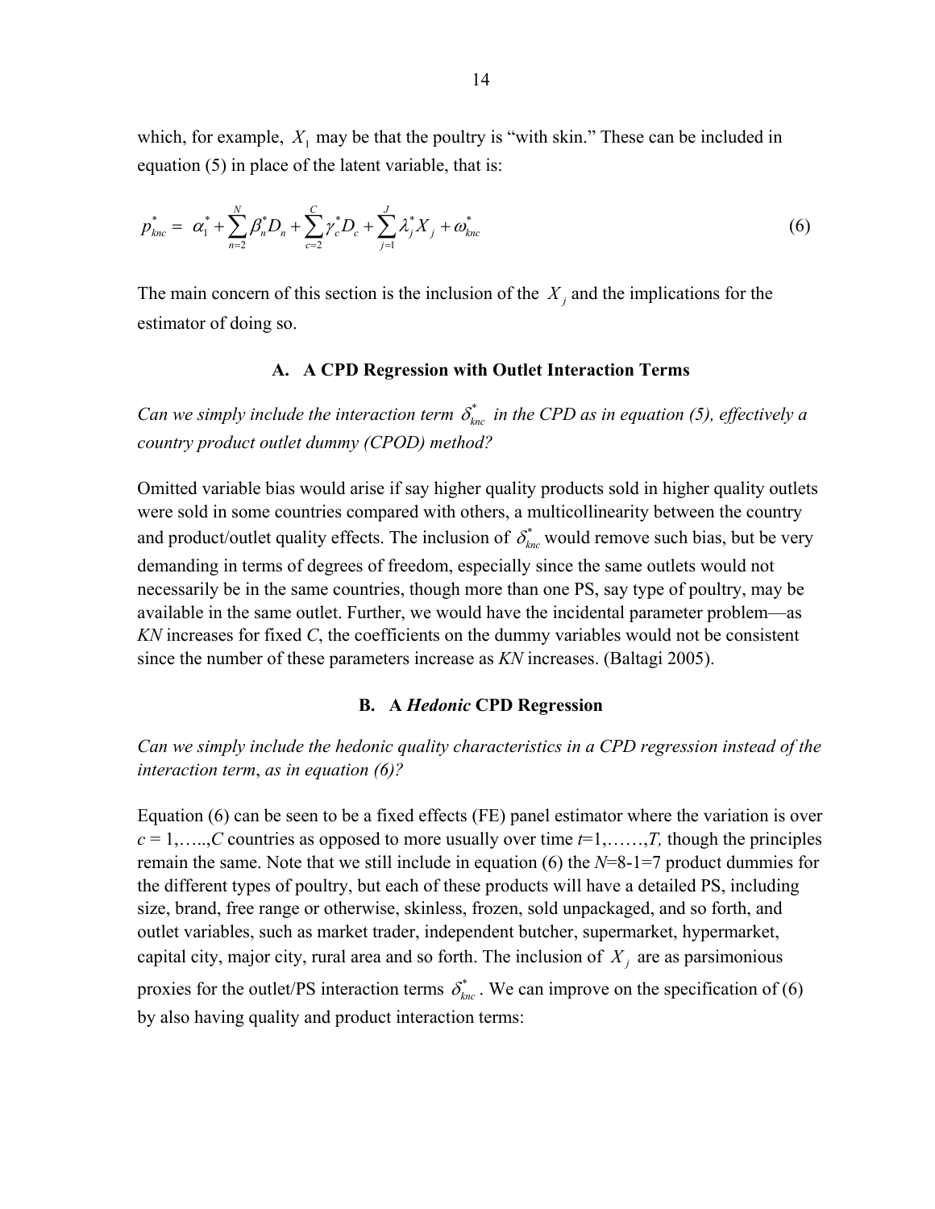which, for example, $X_1$ may be that the poultry is "with skin." These can be included in equation (5) in place of the latent variable, that is:

$$p^*_{knc} = \alpha^*_1 + \sum_{n=2}^{N} \beta^*_n D_n + \sum_{c=2}^{C} \gamma^*_c D_c + \sum_{j=1}^{J} \lambda^*_j X_j + \omega^*_{knc} \tag{6}$$

The main concern of this section is the inclusion of the $X_j$ and the implications for the estimator of doing so.

### A. A CPD Regression with Outlet Interaction Terms

*Can we simply include the interaction term $\delta^*_{knc}$ in the CPD as in equation (5), effectively a country product outlet dummy (CPOD) method?*

Omitted variable bias would arise if say higher quality products sold in higher quality outlets were sold in some countries compared with others, a multicollinearity between the country and product/outlet quality effects. The inclusion of $\delta^*_{knc}$ would remove such bias, but be very demanding in terms of degrees of freedom, especially since the same outlets would not necessarily be in the same countries, though more than one PS, say type of poultry, may be available in the same outlet. Further, we would have the incidental parameter problem—as *KN* increases for fixed *C*, the coefficients on the dummy variables would not be consistent since the number of these parameters increase as *KN* increases. (Baltagi 2005).

### B. A *Hedonic* CPD Regression

*Can we simply include the hedonic quality characteristics in a CPD regression instead of the interaction term, as in equation (6)?*

Equation (6) can be seen to be a fixed effects (FE) panel estimator where the variation is over $c = 1,\ldots,C$ countries as opposed to more usually over time $t=1,\ldots,T$, though the principles remain the same. Note that we still include in equation (6) the $N$=8-1=7 product dummies for the different types of poultry, but each of these products will have a detailed PS, including size, brand, free range or otherwise, skinless, frozen, sold unpackaged, and so forth, and outlet variables, such as market trader, independent butcher, supermarket, hypermarket, capital city, major city, rural area and so forth. The inclusion of $X_j$ are as parsimonious proxies for the outlet/PS interaction terms $\delta^*_{knc}$. We can improve on the specification of (6) by also having quality and product interaction terms: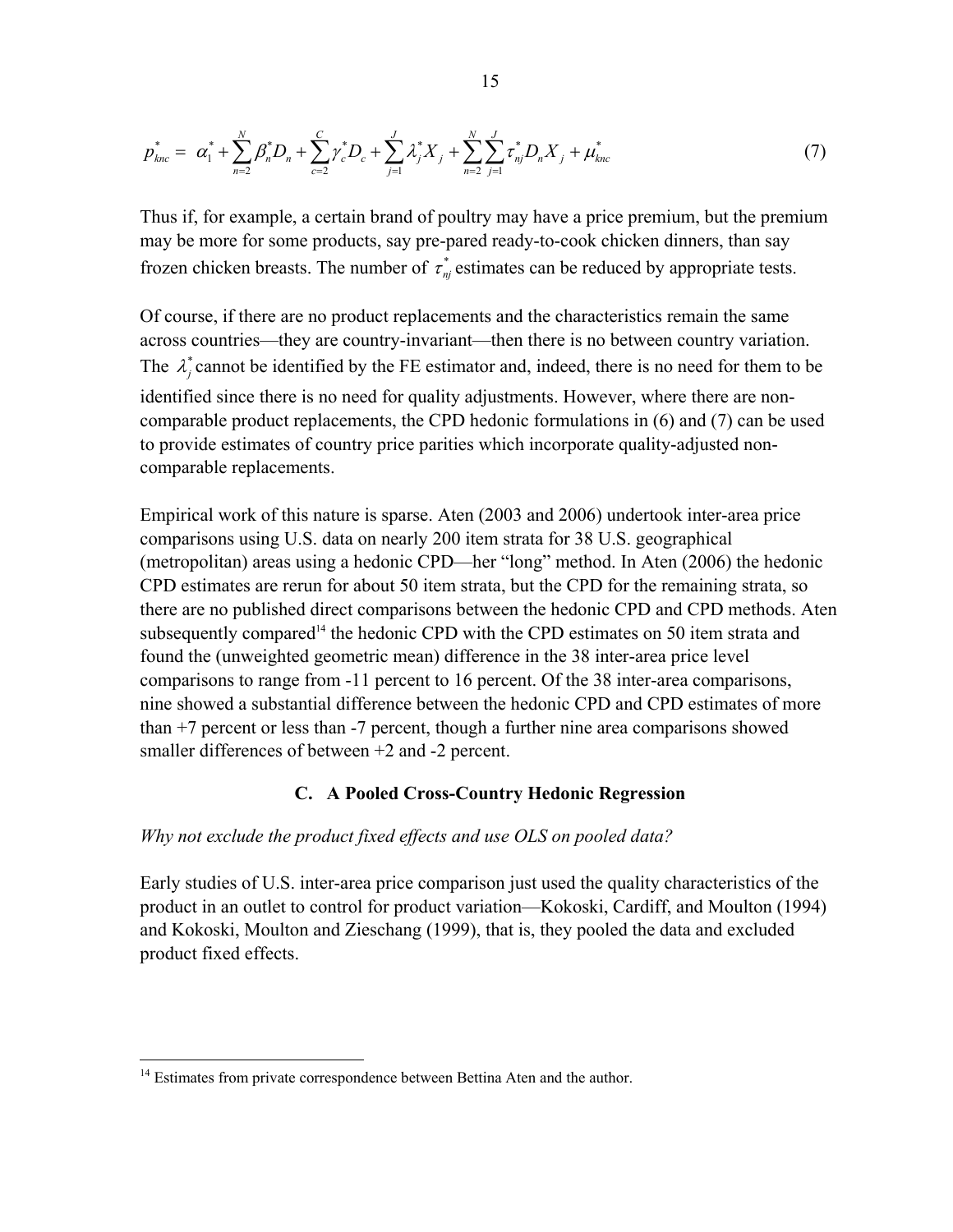$$p_{knc}^{*} = \alpha_{1}^{*} + \sum_{n=2}^{N} \beta_{n}^{*} D_{n} + \sum_{c=2}^{C} \gamma_{c}^{*} D_{c} + \sum_{j=1}^{J} \lambda_{j}^{*} X_{j} + \sum_{n=2}^{N} \sum_{j=1}^{J} \tau_{nj}^{*} D_{n} X_{j} + \mu_{knc}^{*} \tag{7}$$

Thus if, for example, a certain brand of poultry may have a price premium, but the premium may be more for some products, say pre-pared ready-to-cook chicken dinners, than say frozen chicken breasts. The number of $\tau_{nj}^{*}$ estimates can be reduced by appropriate tests.

Of course, if there are no product replacements and the characteristics remain the same across countries—they are country-invariant—then there is no between country variation. The $\lambda_{j}^{*}$ cannot be identified by the FE estimator and, indeed, there is no need for them to be identified since there is no need for quality adjustments. However, where there are non-comparable product replacements, the CPD hedonic formulations in (6) and (7) can be used to provide estimates of country price parities which incorporate quality-adjusted non-comparable replacements.

Empirical work of this nature is sparse. Aten (2003 and 2006) undertook inter-area price comparisons using U.S. data on nearly 200 item strata for 38 U.S. geographical (metropolitan) areas using a hedonic CPD—her "long" method. In Aten (2006) the hedonic CPD estimates are rerun for about 50 item strata, but the CPD for the remaining strata, so there are no published direct comparisons between the hedonic CPD and CPD methods. Aten subsequently compared[14] the hedonic CPD with the CPD estimates on 50 item strata and found the (unweighted geometric mean) difference in the 38 inter-area price level comparisons to range from -11 percent to 16 percent. Of the 38 inter-area comparisons, nine showed a substantial difference between the hedonic CPD and CPD estimates of more than +7 percent or less than -7 percent, though a further nine area comparisons showed smaller differences of between +2 and -2 percent.

### C. A Pooled Cross-Country Hedonic Regression

*Why not exclude the product fixed effects and use OLS on pooled data?*

Early studies of U.S. inter-area price comparison just used the quality characteristics of the product in an outlet to control for product variation—Kokoski, Cardiff, and Moulton (1994) and Kokoski, Moulton and Zieschang (1999), that is, they pooled the data and excluded product fixed effects.

[14] Estimates from private correspondence between Bettina Aten and the author.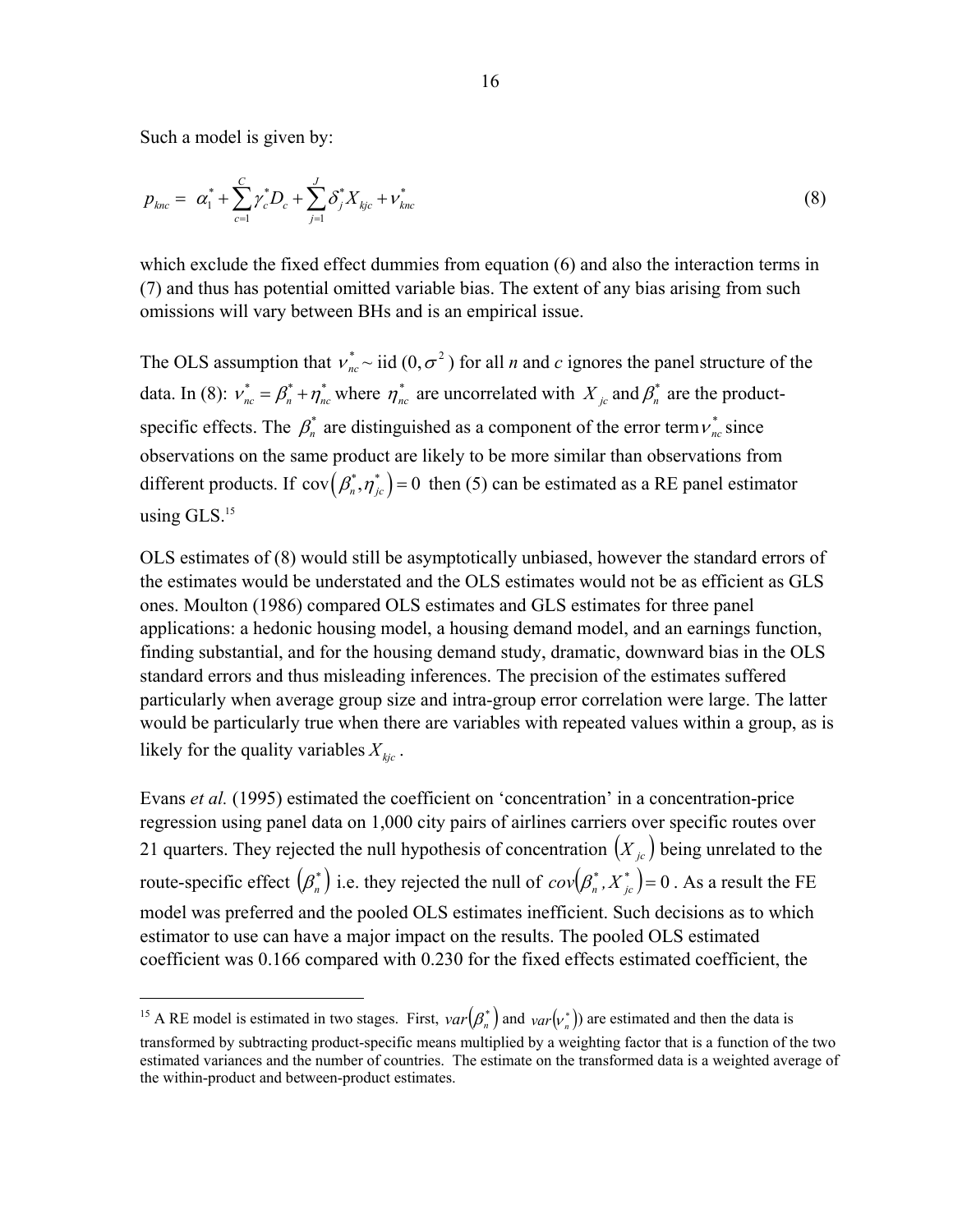Such a model is given by:

$$p_{knc} = \alpha_1^* + \sum_{c=1}^{C} \gamma_c^* D_c + \sum_{j=1}^{J} \delta_j^* X_{kjc} + \nu_{knc}^* \tag{8}$$

which exclude the fixed effect dummies from equation (6) and also the interaction terms in (7) and thus has potential omitted variable bias. The extent of any bias arising from such omissions will vary between BHs and is an empirical issue.

The OLS assumption that $\nu_{nc}^* \sim$ iid $(0, \sigma^2)$ for all *n* and *c* ignores the panel structure of the data. In (8): $\nu_{nc}^* = \beta_n^* + \eta_{nc}^*$ where $\eta_{nc}^*$ are uncorrelated with $X_{jc}$ and $\beta_n^*$ are the product-specific effects. The $\beta_n^*$ are distinguished as a component of the error term $\nu_{nc}^*$ since observations on the same product are likely to be more similar than observations from different products. If $\text{cov}\left(\beta_n^*, \eta_{jc}^*\right) = 0$ then (5) can be estimated as a RE panel estimator using GLS.[15]

OLS estimates of (8) would still be asymptotically unbiased, however the standard errors of the estimates would be understated and the OLS estimates would not be as efficient as GLS ones. Moulton (1986) compared OLS estimates and GLS estimates for three panel applications: a hedonic housing model, a housing demand model, and an earnings function, finding substantial, and for the housing demand study, dramatic, downward bias in the OLS standard errors and thus misleading inferences. The precision of the estimates suffered particularly when average group size and intra-group error correlation were large. The latter would be particularly true when there are variables with repeated values within a group, as is likely for the quality variables $X_{kjc}$.

Evans *et al.* (1995) estimated the coefficient on 'concentration' in a concentration-price regression using panel data on 1,000 city pairs of airlines carriers over specific routes over 21 quarters. They rejected the null hypothesis of concentration $\left(X_{jc}\right)$ being unrelated to the route-specific effect $\left(\beta_n^*\right)$ i.e. they rejected the null of $cov\left(\beta_n^*, X_{jc}^*\right) = 0$. As a result the FE model was preferred and the pooled OLS estimates inefficient. Such decisions as to which estimator to use can have a major impact on the results. The pooled OLS estimated coefficient was 0.166 compared with 0.230 for the fixed effects estimated coefficient, the

---

[15] A RE model is estimated in two stages. First, $var\left(\beta_n^*\right)$ and $var\left(\nu_n^*\right)$) are estimated and then the data is transformed by subtracting product-specific means multiplied by a weighting factor that is a function of the two estimated variances and the number of countries. The estimate on the transformed data is a weighted average of the within-product and between-product estimates.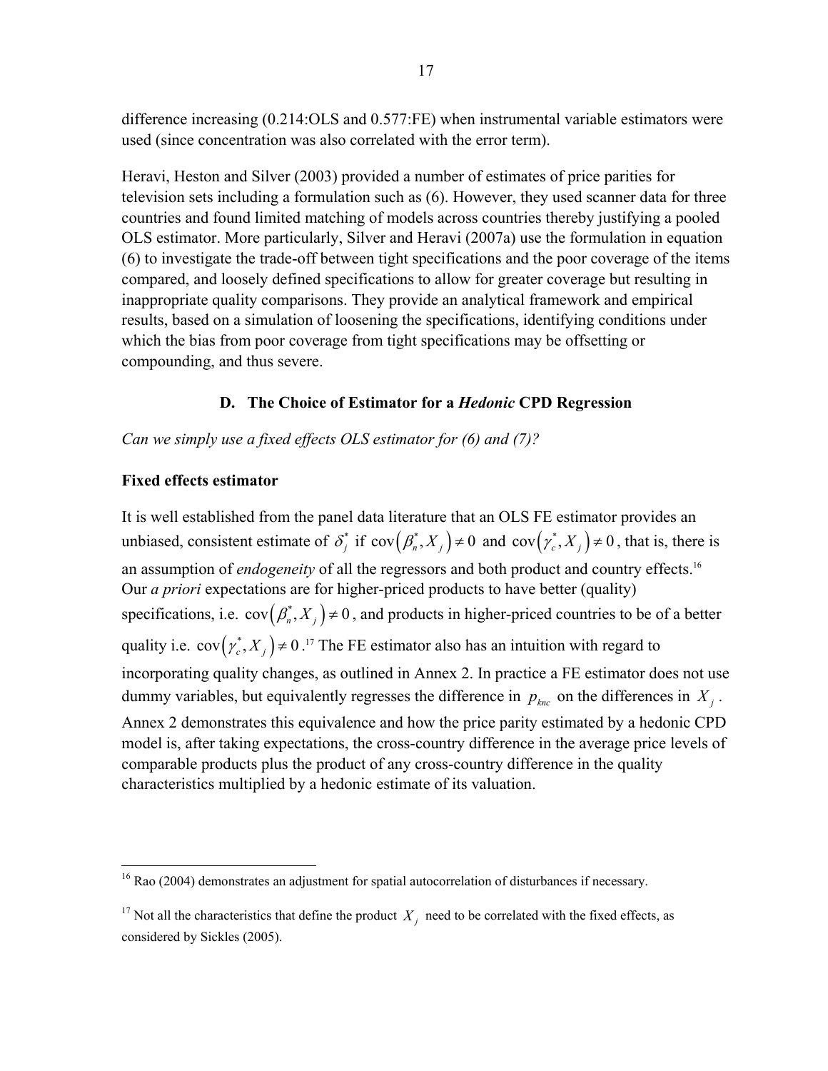difference increasing (0.214:OLS and 0.577:FE) when instrumental variable estimators were used (since concentration was also correlated with the error term).

Heravi, Heston and Silver (2003) provided a number of estimates of price parities for television sets including a formulation such as (6). However, they used scanner data for three countries and found limited matching of models across countries thereby justifying a pooled OLS estimator. More particularly, Silver and Heravi (2007a) use the formulation in equation (6) to investigate the trade-off between tight specifications and the poor coverage of the items compared, and loosely defined specifications to allow for greater coverage but resulting in inappropriate quality comparisons. They provide an analytical framework and empirical results, based on a simulation of loosening the specifications, identifying conditions under which the bias from poor coverage from tight specifications may be offsetting or compounding, and thus severe.

## D. The Choice of Estimator for a *Hedonic* CPD Regression

*Can we simply use a fixed effects OLS estimator for (6) and (7)?*

### Fixed effects estimator

It is well established from the panel data literature that an OLS FE estimator provides an unbiased, consistent estimate of $\delta_j^*$ if $\text{cov}\left(\beta_n^*, X_j\right) \neq 0$ and $\text{cov}\left(\gamma_c^*, X_j\right) \neq 0$, that is, there is an assumption of *endogeneity* of all the regressors and both product and country effects.[16] Our *a priori* expectations are for higher-priced products to have better (quality) specifications, i.e. $\text{cov}\left(\beta_n^*, X_j\right) \neq 0$, and products in higher-priced countries to be of a better quality i.e. $\text{cov}\left(\gamma_c^*, X_j\right) \neq 0$.[17] The FE estimator also has an intuition with regard to incorporating quality changes, as outlined in Annex 2. In practice a FE estimator does not use dummy variables, but equivalently regresses the difference in $p_{knc}$ on the differences in $X_j$. Annex 2 demonstrates this equivalence and how the price parity estimated by a hedonic CPD model is, after taking expectations, the cross-country difference in the average price levels of comparable products plus the product of any cross-country difference in the quality characteristics multiplied by a hedonic estimate of its valuation.

---

[16] Rao (2004) demonstrates an adjustment for spatial autocorrelation of disturbances if necessary.

[17] Not all the characteristics that define the product $X_j$ need to be correlated with the fixed effects, as considered by Sickles (2005).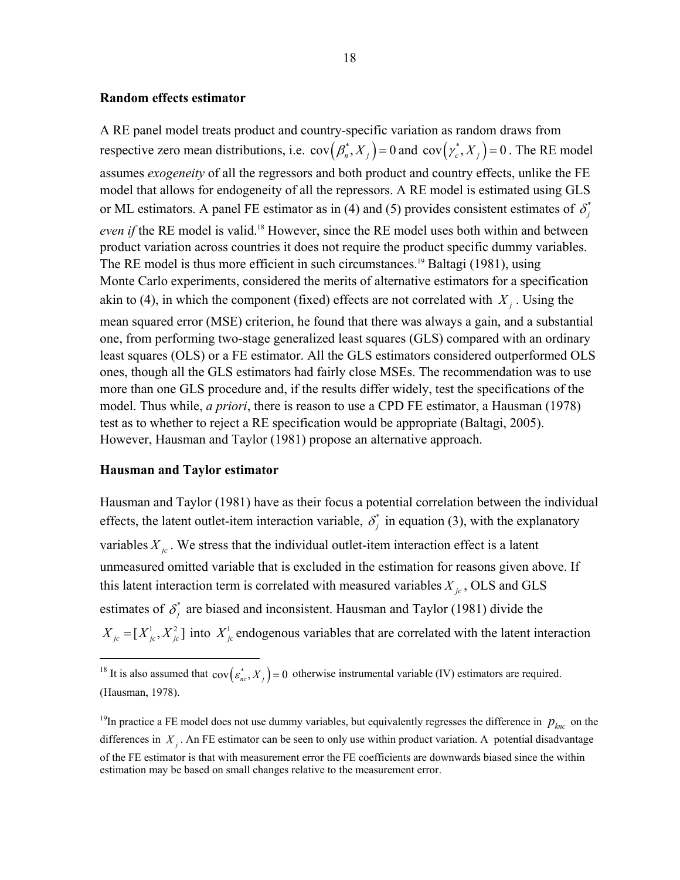**Random effects estimator**

A RE panel model treats product and country-specific variation as random draws from respective zero mean distributions, i.e. $\text{cov}\left(\beta_n^*, X_j\right) = 0$ and $\text{cov}\left(\gamma_c^*, X_j\right) = 0$. The RE model assumes *exogeneity* of all the regressors and both product and country effects, unlike the FE model that allows for endogeneity of all the repressors. A RE model is estimated using GLS or ML estimators. A panel FE estimator as in (4) and (5) provides consistent estimates of $\delta_j^*$ *even if* the RE model is valid.[18] However, since the RE model uses both within and between product variation across countries it does not require the product specific dummy variables. The RE model is thus more efficient in such circumstances.[19] Baltagi (1981), using Monte Carlo experiments, considered the merits of alternative estimators for a specification akin to (4), in which the component (fixed) effects are not correlated with $X_j$. Using the mean squared error (MSE) criterion, he found that there was always a gain, and a substantial one, from performing two-stage generalized least squares (GLS) compared with an ordinary least squares (OLS) or a FE estimator. All the GLS estimators considered outperformed OLS ones, though all the GLS estimators had fairly close MSEs. The recommendation was to use more than one GLS procedure and, if the results differ widely, test the specifications of the model. Thus while, *a priori*, there is reason to use a CPD FE estimator, a Hausman (1978) test as to whether to reject a RE specification would be appropriate (Baltagi, 2005). However, Hausman and Taylor (1981) propose an alternative approach.

**Hausman and Taylor estimator**

Hausman and Taylor (1981) have as their focus a potential correlation between the individual effects, the latent outlet-item interaction variable, $\delta_j^*$ in equation (3), with the explanatory variables $X_{jc}$. We stress that the individual outlet-item interaction effect is a latent unmeasured omitted variable that is excluded in the estimation for reasons given above. If this latent interaction term is correlated with measured variables $X_{jc}$, OLS and GLS estimates of $\delta_j^*$ are biased and inconsistent. Hausman and Taylor (1981) divide the $X_{jc} = [X_{jc}^1, X_{jc}^2]$ into $X_{jc}^1$ endogenous variables that are correlated with the latent interaction

---

[18] It is also assumed that $\text{cov}\left(\varepsilon_{nc}^*, X_j\right) = 0$ otherwise instrumental variable (IV) estimators are required. (Hausman, 1978).

[19] In practice a FE model does not use dummy variables, but equivalently regresses the difference in $p_{knc}$ on the differences in $X_j$. An FE estimator can be seen to only use within product variation. A potential disadvantage of the FE estimator is that with measurement error the FE coefficients are downwards biased since the within estimation may be based on small changes relative to the measurement error.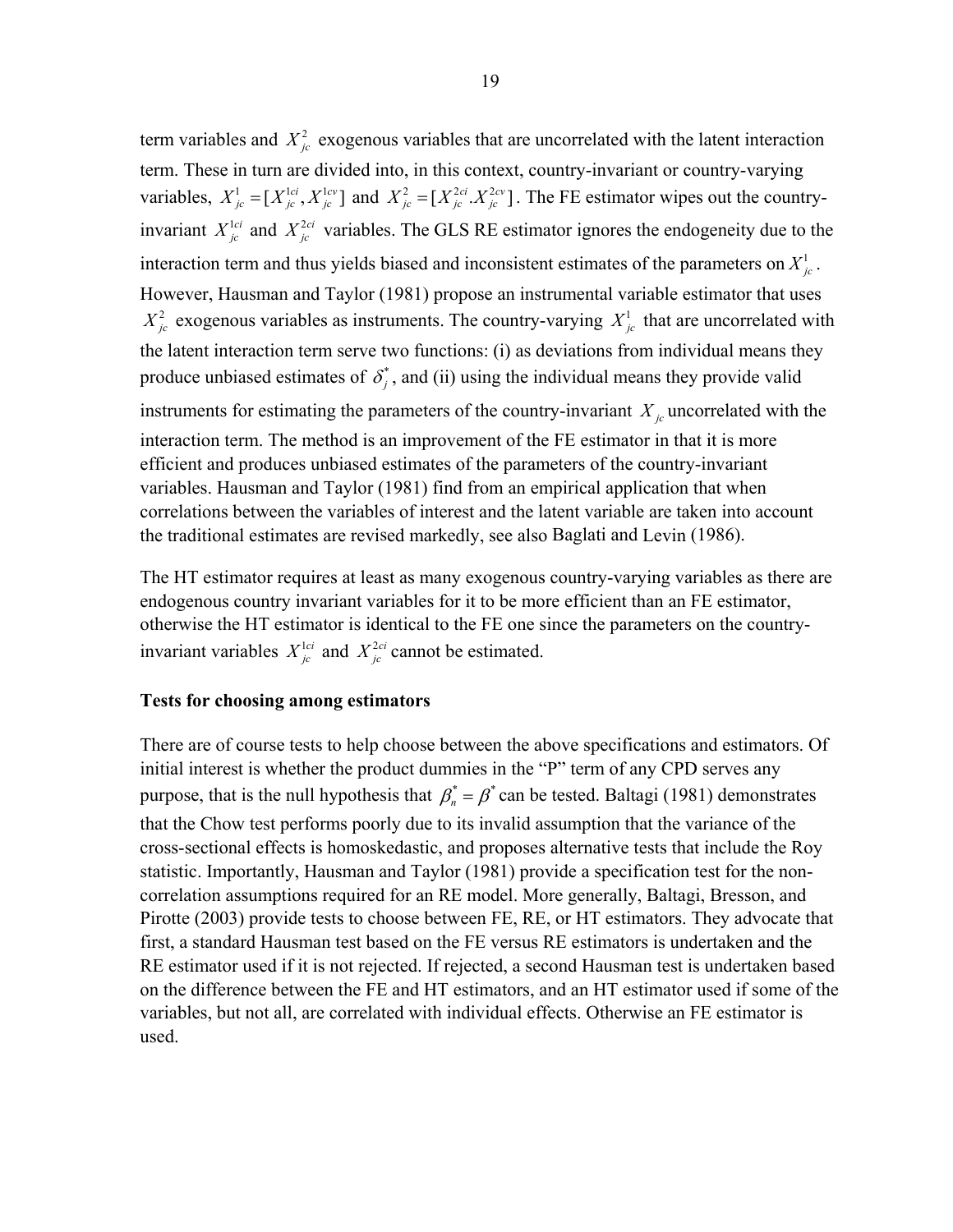term variables and $X_{jc}^{2}$ exogenous variables that are uncorrelated with the latent interaction term. These in turn are divided into, in this context, country-invariant or country-varying variables, $X_{jc}^{1} = [X_{jc}^{1ci}, X_{jc}^{1cv}]$ and $X_{jc}^{2} = [X_{jc}^{2ci}.X_{jc}^{2cv}]$. The FE estimator wipes out the country-invariant $X_{jc}^{1ci}$ and $X_{jc}^{2ci}$ variables. The GLS RE estimator ignores the endogeneity due to the interaction term and thus yields biased and inconsistent estimates of the parameters on $X_{jc}^{1}$. However, Hausman and Taylor (1981) propose an instrumental variable estimator that uses $X_{jc}^{2}$ exogenous variables as instruments. The country-varying $X_{jc}^{1}$ that are uncorrelated with the latent interaction term serve two functions: (i) as deviations from individual means they produce unbiased estimates of $\delta_{j}^{*}$, and (ii) using the individual means they provide valid instruments for estimating the parameters of the country-invariant $X_{jc}$ uncorrelated with the interaction term. The method is an improvement of the FE estimator in that it is more efficient and produces unbiased estimates of the parameters of the country-invariant variables. Hausman and Taylor (1981) find from an empirical application that when correlations between the variables of interest and the latent variable are taken into account the traditional estimates are revised markedly, see also Baglati and Levin (1986).

The HT estimator requires at least as many exogenous country-varying variables as there are endogenous country invariant variables for it to be more efficient than an FE estimator, otherwise the HT estimator is identical to the FE one since the parameters on the country-invariant variables $X_{jc}^{1ci}$ and $X_{jc}^{2ci}$ cannot be estimated.

**Tests for choosing among estimators**

There are of course tests to help choose between the above specifications and estimators. Of initial interest is whether the product dummies in the "P" term of any CPD serves any purpose, that is the null hypothesis that $\beta_{n}^{*} = \beta^{*}$ can be tested. Baltagi (1981) demonstrates that the Chow test performs poorly due to its invalid assumption that the variance of the cross-sectional effects is homoskedastic, and proposes alternative tests that include the Roy statistic. Importantly, Hausman and Taylor (1981) provide a specification test for the non-correlation assumptions required for an RE model. More generally, Baltagi, Bresson, and Pirotte (2003) provide tests to choose between FE, RE, or HT estimators. They advocate that first, a standard Hausman test based on the FE versus RE estimators is undertaken and the RE estimator used if it is not rejected. If rejected, a second Hausman test is undertaken based on the difference between the FE and HT estimators, and an HT estimator used if some of the variables, but not all, are correlated with individual effects. Otherwise an FE estimator is used.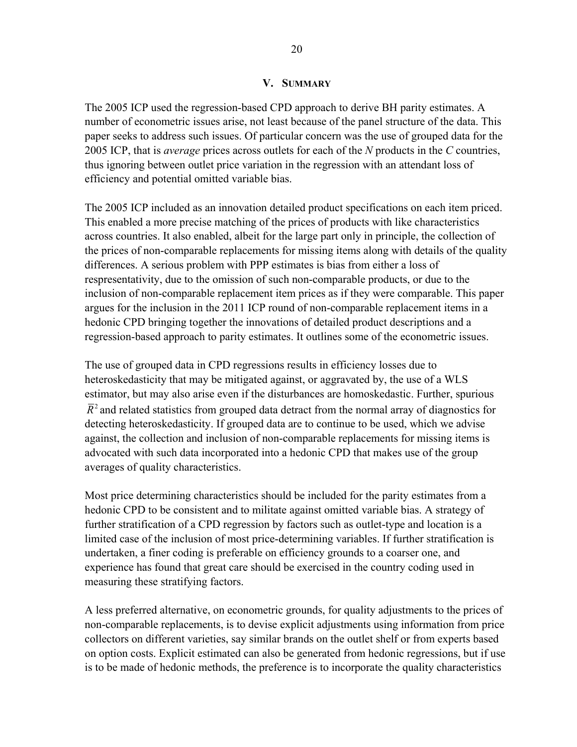## V. SUMMARY

The 2005 ICP used the regression-based CPD approach to derive BH parity estimates. A number of econometric issues arise, not least because of the panel structure of the data. This paper seeks to address such issues. Of particular concern was the use of grouped data for the 2005 ICP, that is *average* prices across outlets for each of the *N* products in the *C* countries, thus ignoring between outlet price variation in the regression with an attendant loss of efficiency and potential omitted variable bias.

The 2005 ICP included as an innovation detailed product specifications on each item priced. This enabled a more precise matching of the prices of products with like characteristics across countries. It also enabled, albeit for the large part only in principle, the collection of the prices of non-comparable replacements for missing items along with details of the quality differences. A serious problem with PPP estimates is bias from either a loss of respresentativity, due to the omission of such non-comparable products, or due to the inclusion of non-comparable replacement item prices as if they were comparable. This paper argues for the inclusion in the 2011 ICP round of non-comparable replacement items in a hedonic CPD bringing together the innovations of detailed product descriptions and a regression-based approach to parity estimates. It outlines some of the econometric issues.

The use of grouped data in CPD regressions results in efficiency losses due to heteroskedasticity that may be mitigated against, or aggravated by, the use of a WLS estimator, but may also arise even if the disturbances are homoskedastic. Further, spurious $\bar{R}^2$ and related statistics from grouped data detract from the normal array of diagnostics for detecting heteroskedasticity. If grouped data are to continue to be used, which we advise against, the collection and inclusion of non-comparable replacements for missing items is advocated with such data incorporated into a hedonic CPD that makes use of the group averages of quality characteristics.

Most price determining characteristics should be included for the parity estimates from a hedonic CPD to be consistent and to militate against omitted variable bias. A strategy of further stratification of a CPD regression by factors such as outlet-type and location is a limited case of the inclusion of most price-determining variables. If further stratification is undertaken, a finer coding is preferable on efficiency grounds to a coarser one, and experience has found that great care should be exercised in the country coding used in measuring these stratifying factors.

A less preferred alternative, on econometric grounds, for quality adjustments to the prices of non-comparable replacements, is to devise explicit adjustments using information from price collectors on different varieties, say similar brands on the outlet shelf or from experts based on option costs. Explicit estimated can also be generated from hedonic regressions, but if use is to be made of hedonic methods, the preference is to incorporate the quality characteristics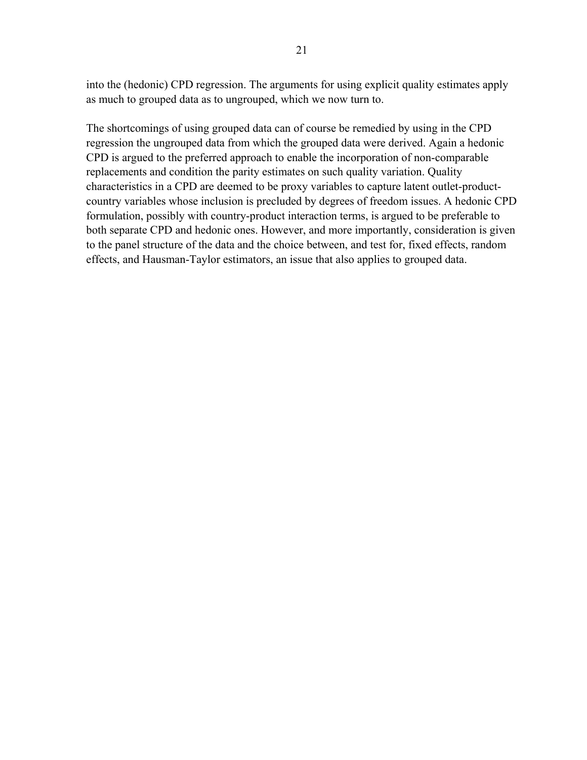into the (hedonic) CPD regression. The arguments for using explicit quality estimates apply as much to grouped data as to ungrouped, which we now turn to.

The shortcomings of using grouped data can of course be remedied by using in the CPD regression the ungrouped data from which the grouped data were derived. Again a hedonic CPD is argued to the preferred approach to enable the incorporation of non-comparable replacements and condition the parity estimates on such quality variation. Quality characteristics in a CPD are deemed to be proxy variables to capture latent outlet-product-country variables whose inclusion is precluded by degrees of freedom issues. A hedonic CPD formulation, possibly with country-product interaction terms, is argued to be preferable to both separate CPD and hedonic ones. However, and more importantly, consideration is given to the panel structure of the data and the choice between, and test for, fixed effects, random effects, and Hausman-Taylor estimators, an issue that also applies to grouped data.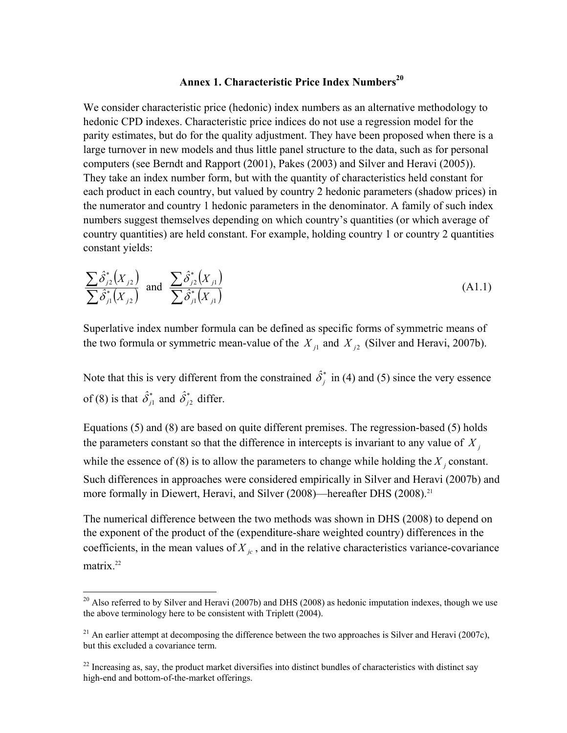## Annex 1. Characteristic Price Index Numbers[20]

We consider characteristic price (hedonic) index numbers as an alternative methodology to hedonic CPD indexes. Characteristic price indices do not use a regression model for the parity estimates, but do for the quality adjustment. They have been proposed when there is a large turnover in new models and thus little panel structure to the data, such as for personal computers (see Berndt and Rapport (2001), Pakes (2003) and Silver and Heravi (2005)). They take an index number form, but with the quantity of characteristics held constant for each product in each country, but valued by country 2 hedonic parameters (shadow prices) in the numerator and country 1 hedonic parameters in the denominator. A family of such index numbers suggest themselves depending on which country's quantities (or which average of country quantities) are held constant. For example, holding country 1 or country 2 quantities constant yields:

$$\frac{\sum \hat{\delta}^*_{j2}\left(X_{j2}\right)}{\sum \hat{\delta}^*_{j1}\left(X_{j2}\right)} \text{ and } \frac{\sum \hat{\delta}^*_{j2}\left(X_{j1}\right)}{\sum \hat{\delta}^*_{j1}\left(X_{j1}\right)} \tag{A1.1}$$

Superlative index number formula can be defined as specific forms of symmetric means of the two formula or symmetric mean-value of the $X_{j1}$ and $X_{j2}$ (Silver and Heravi, 2007b).

Note that this is very different from the constrained $\hat{\delta}^*_j$ in (4) and (5) since the very essence of (8) is that $\hat{\delta}^*_{j1}$ and $\hat{\delta}^*_{j2}$ differ.

Equations (5) and (8) are based on quite different premises. The regression-based (5) holds the parameters constant so that the difference in intercepts is invariant to any value of $X_j$ while the essence of (8) is to allow the parameters to change while holding the $X_j$ constant. Such differences in approaches were considered empirically in Silver and Heravi (2007b) and more formally in Diewert, Heravi, and Silver (2008)—hereafter DHS (2008).[21]

The numerical difference between the two methods was shown in DHS (2008) to depend on the exponent of the product of the (expenditure-share weighted country) differences in the coefficients, in the mean values of $X_{jc}$, and in the relative characteristics variance-covariance matrix.[22]

---

[20] Also referred to by Silver and Heravi (2007b) and DHS (2008) as hedonic imputation indexes, though we use the above terminology here to be consistent with Triplett (2004).

[21] An earlier attempt at decomposing the difference between the two approaches is Silver and Heravi (2007c), but this excluded a covariance term.

[22] Increasing as, say, the product market diversifies into distinct bundles of characteristics with distinct say high-end and bottom-of-the-market offerings.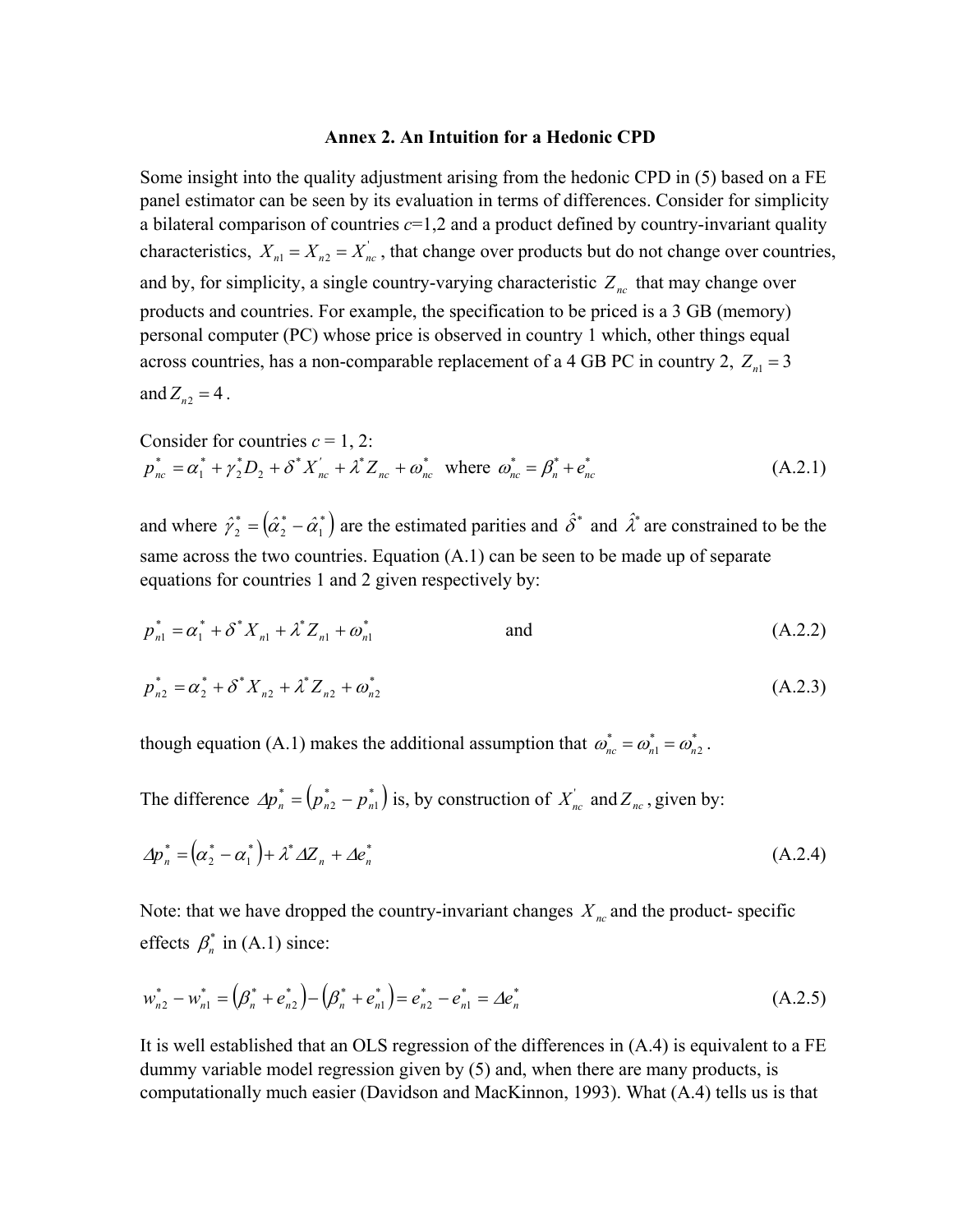### Annex 2. An Intuition for a Hedonic CPD

Some insight into the quality adjustment arising from the hedonic CPD in (5) based on a FE panel estimator can be seen by its evaluation in terms of differences. Consider for simplicity a bilateral comparison of countries $c$=1,2 and a product defined by country-invariant quality characteristics, $X_{n1} = X_{n2} = X_{nc}^{'}$, that change over products but do not change over countries, and by, for simplicity, a single country-varying characteristic $Z_{nc}$ that may change over products and countries. For example, the specification to be priced is a 3 GB (memory) personal computer (PC) whose price is observed in country 1 which, other things equal across countries, has a non-comparable replacement of a 4 GB PC in country 2, $Z_{n1} = 3$ and $Z_{n2} = 4$.

Consider for countries $c$ = 1, 2:

$$p_{nc}^{*} = \alpha_1^{*} + \gamma_2^{*} D_2 + \delta^{*} X_{nc}^{'} + \lambda^{*} Z_{nc} + \omega_{nc}^{*} \quad \text{where} \quad \omega_{nc}^{*} = \beta_n^{*} + e_{nc}^{*} \tag{A.2.1}$$

and where $\hat{\gamma}_2^{*} = \left(\hat{\alpha}_2^{*} - \hat{\alpha}_1^{*}\right)$ are the estimated parities and $\hat{\delta}^{*}$ and $\hat{\lambda}^{*}$ are constrained to be the same across the two countries. Equation (A.1) can be seen to be made up of separate equations for countries 1 and 2 given respectively by:

$$p_{n1}^{*} = \alpha_1^{*} + \delta^{*} X_{n1} + \lambda^{*} Z_{n1} + \omega_{n1}^{*} \qquad \text{and} \tag{A.2.2}$$

$$p_{n2}^{*} = \alpha_2^{*} + \delta^{*} X_{n2} + \lambda^{*} Z_{n2} + \omega_{n2}^{*} \tag{A.2.3}$$

though equation (A.1) makes the additional assumption that $\omega_{nc}^{*} = \omega_{n1}^{*} = \omega_{n2}^{*}$.

The difference $\Delta p_n^{*} = \left(p_{n2}^{*} - p_{n1}^{*}\right)$ is, by construction of $X_{nc}^{'}$ and $Z_{nc}$, given by:

$$\Delta p_n^{*} = \left(\alpha_2^{*} - \alpha_1^{*}\right) + \lambda^{*} \Delta Z_n + \Delta e_n^{*} \tag{A.2.4}$$

Note: that we have dropped the country-invariant changes $X_{nc}$ and the product- specific effects $\beta_n^{*}$ in (A.1) since:

$$w_{n2}^{*} - w_{n1}^{*} = \left(\beta_n^{*} + e_{n2}^{*}\right) - \left(\beta_n^{*} + e_{n1}^{*}\right) = e_{n2}^{*} - e_{n1}^{*} = \Delta e_n^{*} \tag{A.2.5}$$

It is well established that an OLS regression of the differences in (A.4) is equivalent to a FE dummy variable model regression given by (5) and, when there are many products, is computationally much easier (Davidson and MacKinnon, 1993). What (A.4) tells us is that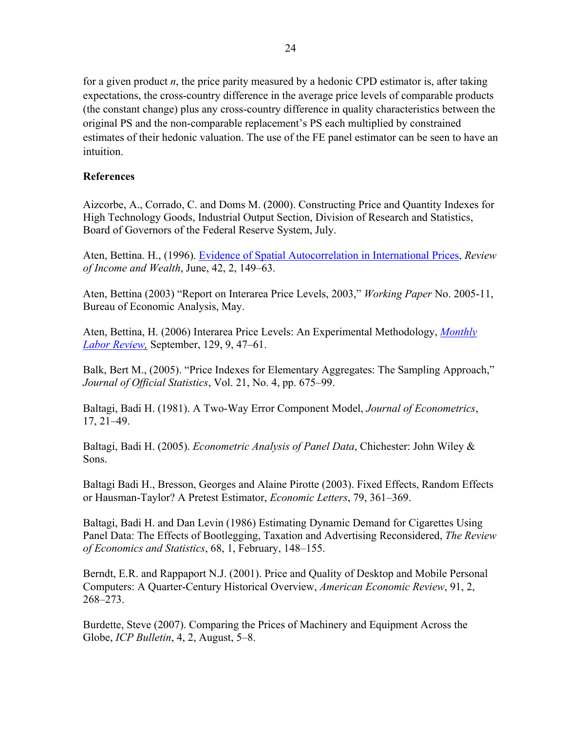for a given product $n$, the price parity measured by a hedonic CPD estimator is, after taking expectations, the cross-country difference in the average price levels of comparable products (the constant change) plus any cross-country difference in quality characteristics between the original PS and the non-comparable replacement's PS each multiplied by constrained estimates of their hedonic valuation. The use of the FE panel estimator can be seen to have an intuition.

**References**

Aizcorbe, A., Corrado, C. and Doms M. (2000). Constructing Price and Quantity Indexes for High Technology Goods, Industrial Output Section, Division of Research and Statistics, Board of Governors of the Federal Reserve System, July.

Aten, Bettina. H., (1996). Evidence of Spatial Autocorrelation in International Prices, *Review of Income and Wealth*, June, 42, 2, 149–63.

Aten, Bettina (2003) "Report on Interarea Price Levels, 2003," *Working Paper* No. 2005-11, Bureau of Economic Analysis, May.

Aten, Bettina, H. (2006) Interarea Price Levels: An Experimental Methodology, *Monthly Labor Review,* September, 129, 9, 47–61.

Balk, Bert M., (2005). "Price Indexes for Elementary Aggregates: The Sampling Approach," *Journal of Official Statistics*, Vol. 21, No. 4, pp. 675–99.

Baltagi, Badi H. (1981). A Two-Way Error Component Model, *Journal of Econometrics*, 17, 21–49.

Baltagi, Badi H. (2005). *Econometric Analysis of Panel Data*, Chichester: John Wiley & Sons.

Baltagi Badi H., Bresson, Georges and Alaine Pirotte (2003). Fixed Effects, Random Effects or Hausman-Taylor? A Pretest Estimator, *Economic Letters*, 79, 361–369.

Baltagi, Badi H. and Dan Levin (1986) Estimating Dynamic Demand for Cigarettes Using Panel Data: The Effects of Bootlegging, Taxation and Advertising Reconsidered, *The Review of Economics and Statistics*, 68, 1, February, 148–155.

Berndt, E.R. and Rappaport N.J. (2001). Price and Quality of Desktop and Mobile Personal Computers: A Quarter-Century Historical Overview, *American Economic Review*, 91, 2, 268–273.

Burdette, Steve (2007). Comparing the Prices of Machinery and Equipment Across the Globe, *ICP Bulletin*, 4, 2, August, 5–8.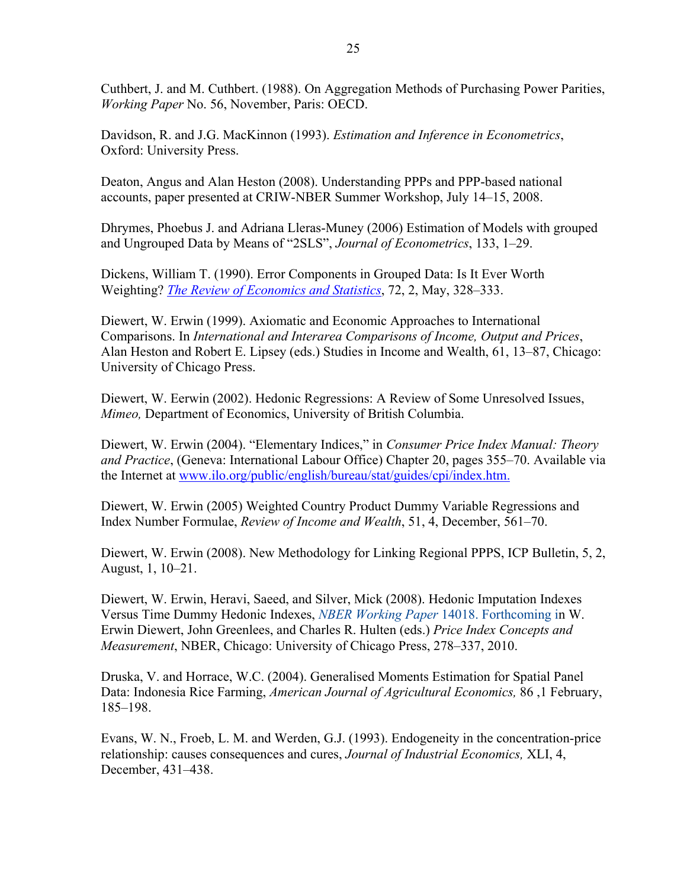Cuthbert, J. and M. Cuthbert. (1988). On Aggregation Methods of Purchasing Power Parities, *Working Paper* No. 56, November, Paris: OECD.

Davidson, R. and J.G. MacKinnon (1993). *Estimation and Inference in Econometrics*, Oxford: University Press.

Deaton, Angus and Alan Heston (2008). Understanding PPPs and PPP-based national accounts, paper presented at CRIW-NBER Summer Workshop, July 14–15, 2008.

Dhrymes, Phoebus J. and Adriana Lleras-Muney (2006) Estimation of Models with grouped and Ungrouped Data by Means of "2SLS", *Journal of Econometrics*, 133, 1–29.

Dickens, William T. (1990). Error Components in Grouped Data: Is It Ever Worth Weighting? *The Review of Economics and Statistics*, 72, 2, May, 328–333.

Diewert, W. Erwin (1999). Axiomatic and Economic Approaches to International Comparisons. In *International and Interarea Comparisons of Income, Output and Prices*, Alan Heston and Robert E. Lipsey (eds.) Studies in Income and Wealth, 61, 13–87, Chicago: University of Chicago Press.

Diewert, W. Eerwin (2002). Hedonic Regressions: A Review of Some Unresolved Issues, *Mimeo,* Department of Economics, University of British Columbia.

Diewert, W. Erwin (2004). "Elementary Indices," in *Consumer Price Index Manual: Theory and Practice*, (Geneva: International Labour Office) Chapter 20, pages 355–70. Available via the Internet at www.ilo.org/public/english/bureau/stat/guides/cpi/index.htm.

Diewert, W. Erwin (2005) Weighted Country Product Dummy Variable Regressions and Index Number Formulae, *Review of Income and Wealth*, 51, 4, December, 561–70.

Diewert, W. Erwin (2008). New Methodology for Linking Regional PPPS, ICP Bulletin, 5, 2, August, 1, 10–21.

Diewert, W. Erwin, Heravi, Saeed, and Silver, Mick (2008). Hedonic Imputation Indexes Versus Time Dummy Hedonic Indexes, *NBER Working Paper* 14018. Forthcoming in W. Erwin Diewert, John Greenlees, and Charles R. Hulten (eds.) *Price Index Concepts and Measurement*, NBER, Chicago: University of Chicago Press, 278–337, 2010.

Druska, V. and Horrace, W.C. (2004). Generalised Moments Estimation for Spatial Panel Data: Indonesia Rice Farming, *American Journal of Agricultural Economics,* 86 ,1 February, 185–198.

Evans, W. N., Froeb, L. M. and Werden, G.J. (1993). Endogeneity in the concentration-price relationship: causes consequences and cures, *Journal of Industrial Economics,* XLI, 4, December, 431–438.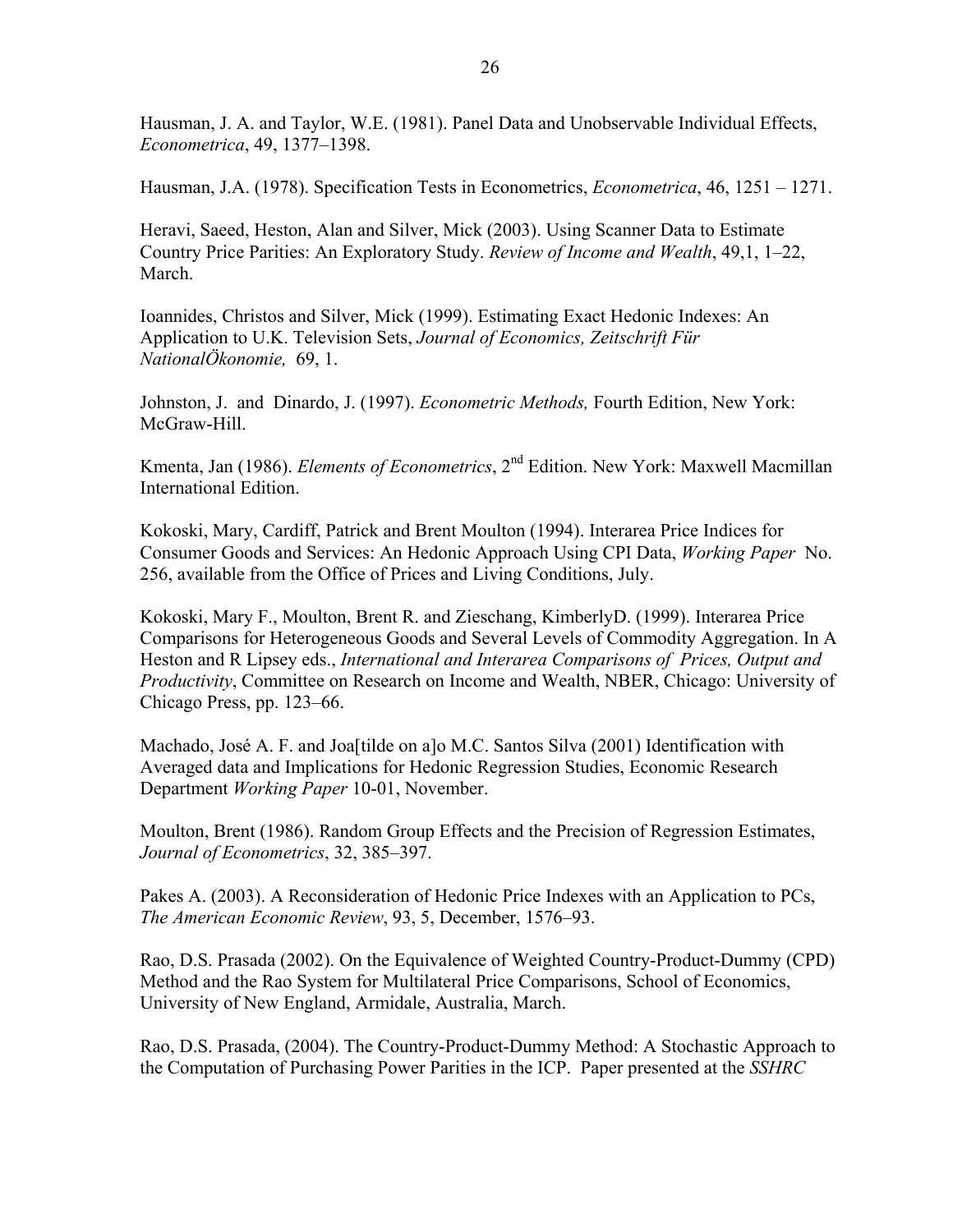Hausman, J. A. and Taylor, W.E. (1981). Panel Data and Unobservable Individual Effects, *Econometrica*, 49, 1377–1398.

Hausman, J.A. (1978). Specification Tests in Econometrics, *Econometrica*, 46, 1251 – 1271.

Heravi, Saeed, Heston, Alan and Silver, Mick (2003). Using Scanner Data to Estimate Country Price Parities: An Exploratory Study. *Review of Income and Wealth*, 49,1, 1–22, March.

Ioannides, Christos and Silver, Mick (1999). Estimating Exact Hedonic Indexes: An Application to U.K. Television Sets, *Journal of Economics, Zeitschrift Für NationalÖkonomie,* 69, 1.

Johnston, J. and Dinardo, J. (1997). *Econometric Methods,* Fourth Edition, New York: McGraw-Hill.

Kmenta, Jan (1986). *Elements of Econometrics*, 2nd Edition. New York: Maxwell Macmillan International Edition.

Kokoski, Mary, Cardiff, Patrick and Brent Moulton (1994). Interarea Price Indices for Consumer Goods and Services: An Hedonic Approach Using CPI Data, *Working Paper* No. 256, available from the Office of Prices and Living Conditions, July.

Kokoski, Mary F., Moulton, Brent R. and Zieschang, KimberlyD. (1999). Interarea Price Comparisons for Heterogeneous Goods and Several Levels of Commodity Aggregation. In A Heston and R Lipsey eds., *International and Interarea Comparisons of Prices, Output and Productivity*, Committee on Research on Income and Wealth, NBER, Chicago: University of Chicago Press, pp. 123–66.

Machado, José A. F. and Joa[tilde on a]o M.C. Santos Silva (2001) Identification with Averaged data and Implications for Hedonic Regression Studies, Economic Research Department *Working Paper* 10-01, November.

Moulton, Brent (1986). Random Group Effects and the Precision of Regression Estimates, *Journal of Econometrics*, 32, 385–397.

Pakes A. (2003). A Reconsideration of Hedonic Price Indexes with an Application to PCs, *The American Economic Review*, 93, 5, December, 1576–93.

Rao, D.S. Prasada (2002). On the Equivalence of Weighted Country-Product-Dummy (CPD) Method and the Rao System for Multilateral Price Comparisons, School of Economics, University of New England, Armidale, Australia, March.

Rao, D.S. Prasada, (2004). The Country-Product-Dummy Method: A Stochastic Approach to the Computation of Purchasing Power Parities in the ICP. Paper presented at the *SSHRC*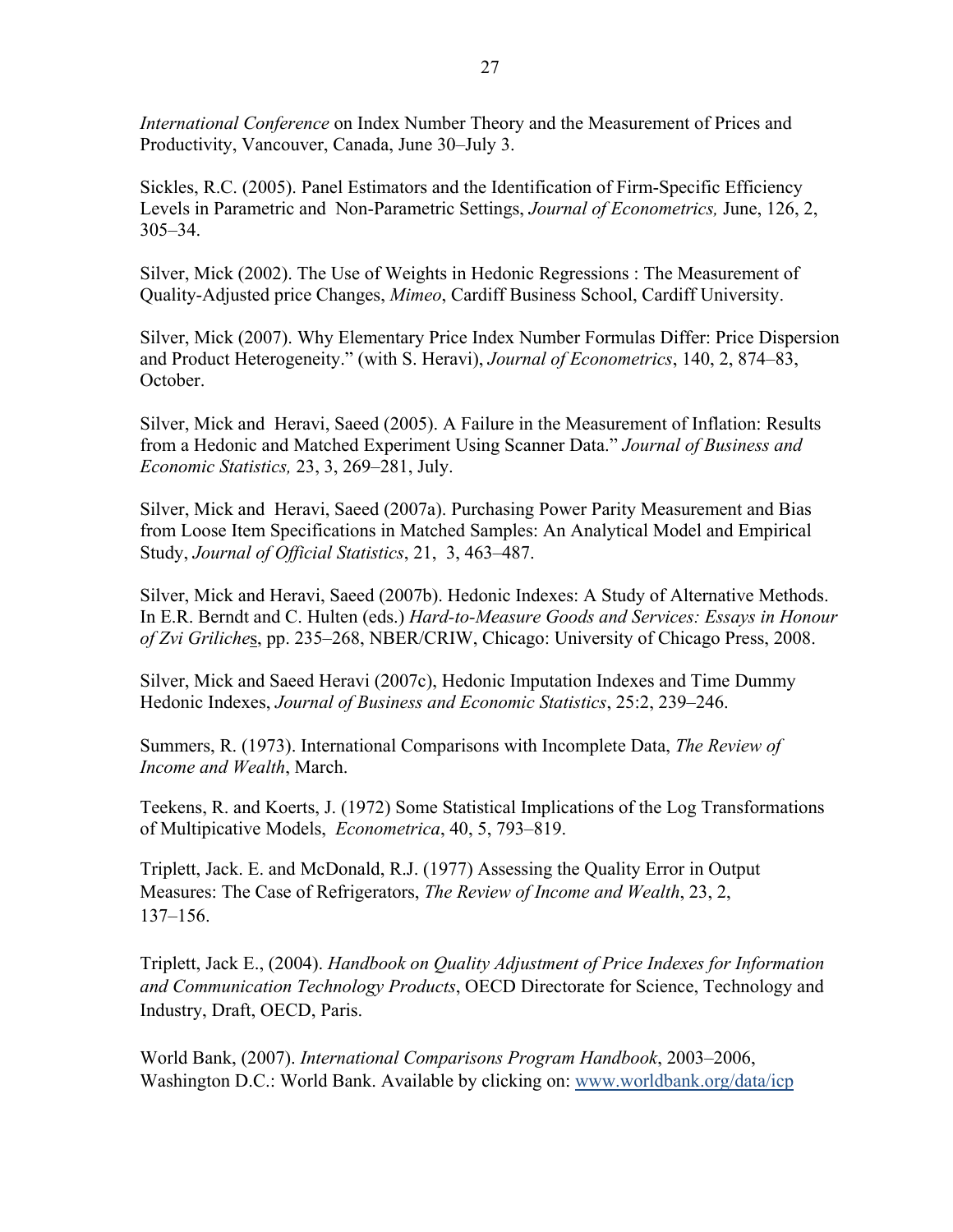*International Conference* on Index Number Theory and the Measurement of Prices and Productivity, Vancouver, Canada, June 30–July 3.

Sickles, R.C. (2005). Panel Estimators and the Identification of Firm-Specific Efficiency Levels in Parametric and Non-Parametric Settings, *Journal of Econometrics,* June, 126, 2, 305–34.

Silver, Mick (2002). The Use of Weights in Hedonic Regressions : The Measurement of Quality-Adjusted price Changes, *Mimeo*, Cardiff Business School, Cardiff University.

Silver, Mick (2007). Why Elementary Price Index Number Formulas Differ: Price Dispersion and Product Heterogeneity." (with S. Heravi), *Journal of Econometrics*, 140, 2, 874–83, October.

Silver, Mick and Heravi, Saeed (2005). A Failure in the Measurement of Inflation: Results from a Hedonic and Matched Experiment Using Scanner Data." *Journal of Business and Economic Statistics,* 23, 3, 269–281, July.

Silver, Mick and Heravi, Saeed (2007a). Purchasing Power Parity Measurement and Bias from Loose Item Specifications in Matched Samples: An Analytical Model and Empirical Study, *Journal of Official Statistics*, 21, 3, 463–487.

Silver, Mick and Heravi, Saeed (2007b). Hedonic Indexes: A Study of Alternative Methods. In E.R. Berndt and C. Hulten (eds.) *Hard-to-Measure Goods and Services: Essays in Honour of Zvi Griliches*, pp. 235–268, NBER/CRIW, Chicago: University of Chicago Press, 2008.

Silver, Mick and Saeed Heravi (2007c), Hedonic Imputation Indexes and Time Dummy Hedonic Indexes, *Journal of Business and Economic Statistics*, 25:2, 239–246.

Summers, R. (1973). International Comparisons with Incomplete Data, *The Review of Income and Wealth*, March.

Teekens, R. and Koerts, J. (1972) Some Statistical Implications of the Log Transformations of Multipicative Models, *Econometrica*, 40, 5, 793–819.

Triplett, Jack. E. and McDonald, R.J. (1977) Assessing the Quality Error in Output Measures: The Case of Refrigerators, *The Review of Income and Wealth*, 23, 2, 137–156.

Triplett, Jack E., (2004). *Handbook on Quality Adjustment of Price Indexes for Information and Communication Technology Products*, OECD Directorate for Science, Technology and Industry, Draft, OECD, Paris.

World Bank, (2007). *International Comparisons Program Handbook*, 2003–2006, Washington D.C.: World Bank. Available by clicking on: www.worldbank.org/data/icp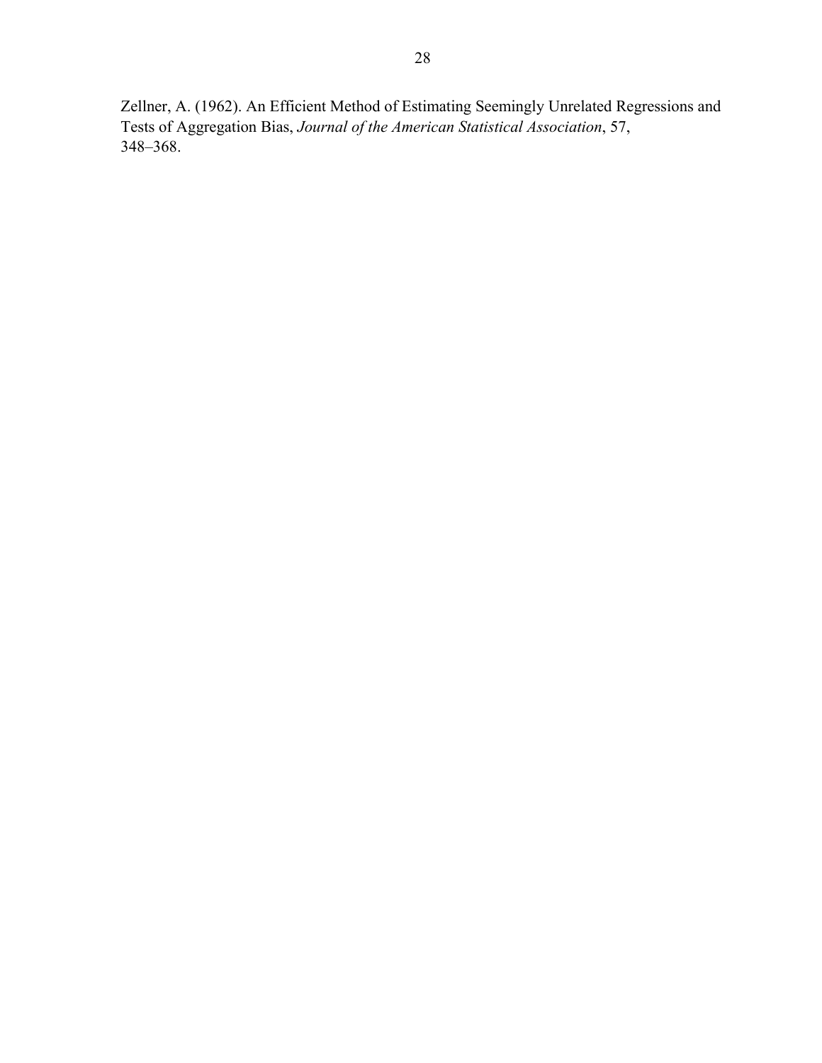Zellner, A. (1962). An Efficient Method of Estimating Seemingly Unrelated Regressions and Tests of Aggregation Bias, *Journal of the American Statistical Association*, 57, 348–368.